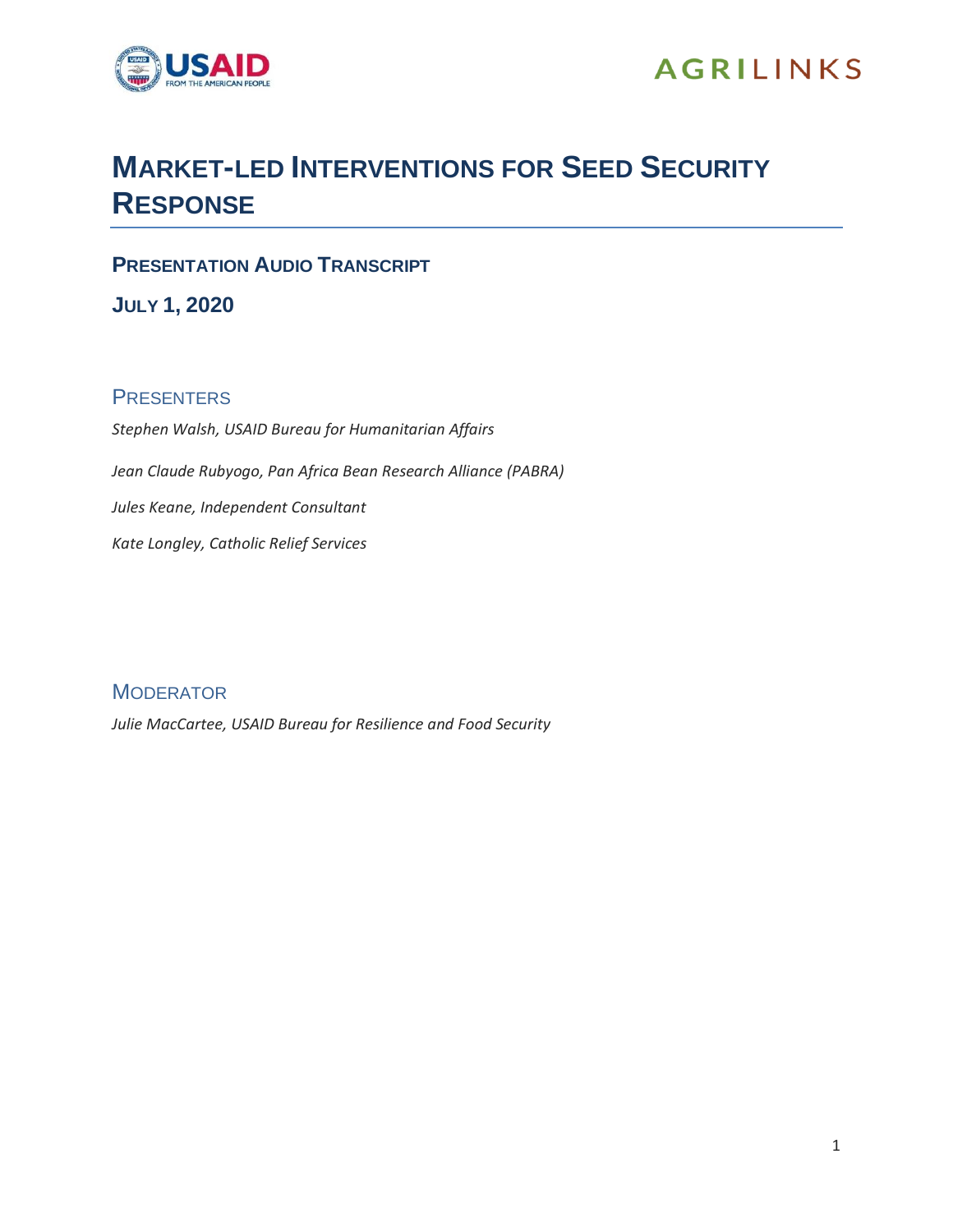# Market-led Interventions for Seed Security Response

## Presentation Audio Transcript

## July 1, 2020

### Presenters

*Stephen Walsh, USAID Bureau for Humanitarian Affairs*

*Jean Claude Rubyogo, Pan Africa Bean Research Alliance (PABRA)*

*Jules Keane, Independent Consultant*

*Kate Longley, Catholic Relief Services*

### Moderator

*Julie MacCartee, USAID Bureau for Resilience and Food Security*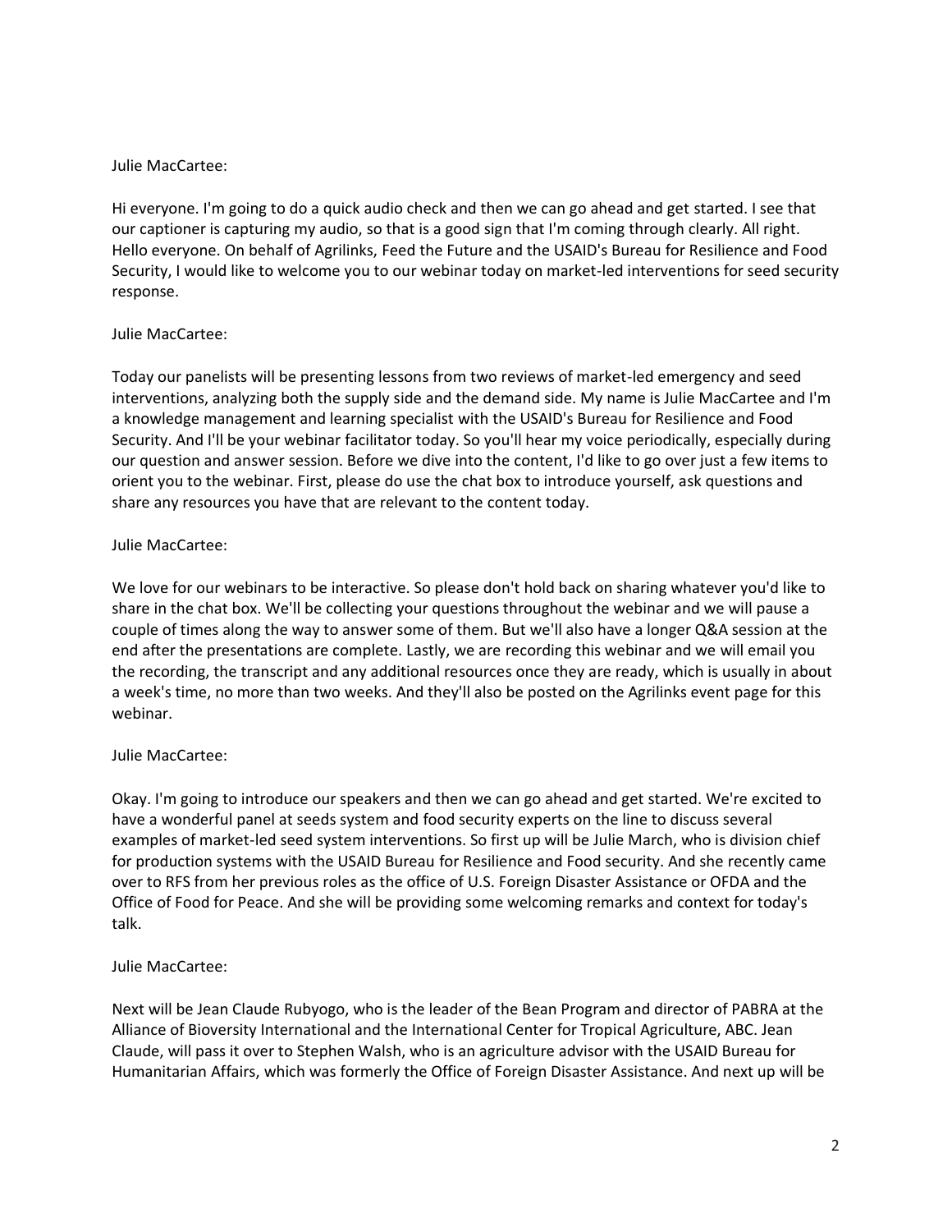Julie MacCartee:

Hi everyone. I'm going to do a quick audio check and then we can go ahead and get started. I see that our captioner is capturing my audio, so that is a good sign that I'm coming through clearly. All right. Hello everyone. On behalf of Agrilinks, Feed the Future and the USAID's Bureau for Resilience and Food Security, I would like to welcome you to our webinar today on market-led interventions for seed security response.

Julie MacCartee:

Today our panelists will be presenting lessons from two reviews of market-led emergency and seed interventions, analyzing both the supply side and the demand side. My name is Julie MacCartee and I'm a knowledge management and learning specialist with the USAID's Bureau for Resilience and Food Security. And I'll be your webinar facilitator today. So you'll hear my voice periodically, especially during our question and answer session. Before we dive into the content, I'd like to go over just a few items to orient you to the webinar. First, please do use the chat box to introduce yourself, ask questions and share any resources you have that are relevant to the content today.

Julie MacCartee:

We love for our webinars to be interactive. So please don't hold back on sharing whatever you'd like to share in the chat box. We'll be collecting your questions throughout the webinar and we will pause a couple of times along the way to answer some of them. But we'll also have a longer Q&A session at the end after the presentations are complete. Lastly, we are recording this webinar and we will email you the recording, the transcript and any additional resources once they are ready, which is usually in about a week's time, no more than two weeks. And they'll also be posted on the Agrilinks event page for this webinar.

Julie MacCartee:

Okay. I'm going to introduce our speakers and then we can go ahead and get started. We're excited to have a wonderful panel at seeds system and food security experts on the line to discuss several examples of market-led seed system interventions. So first up will be Julie March, who is division chief for production systems with the USAID Bureau for Resilience and Food security. And she recently came over to RFS from her previous roles as the office of U.S. Foreign Disaster Assistance or OFDA and the Office of Food for Peace. And she will be providing some welcoming remarks and context for today's talk.

Julie MacCartee:

Next will be Jean Claude Rubyogo, who is the leader of the Bean Program and director of PABRA at the Alliance of Bioversity International and the International Center for Tropical Agriculture, ABC. Jean Claude, will pass it over to Stephen Walsh, who is an agriculture advisor with the USAID Bureau for Humanitarian Affairs, which was formerly the Office of Foreign Disaster Assistance. And next up will be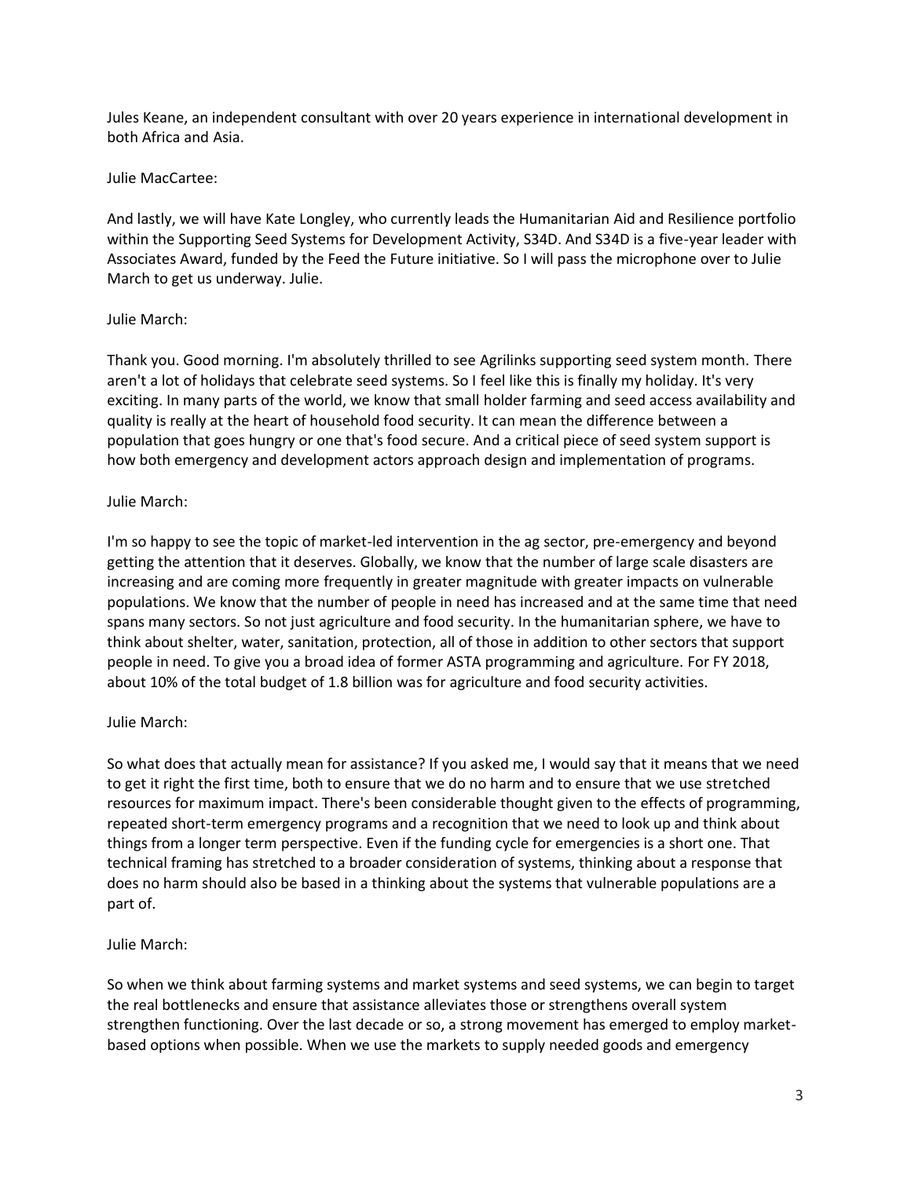Jules Keane, an independent consultant with over 20 years experience in international development in both Africa and Asia.

Julie MacCartee:

And lastly, we will have Kate Longley, who currently leads the Humanitarian Aid and Resilience portfolio within the Supporting Seed Systems for Development Activity, S34D. And S34D is a five-year leader with Associates Award, funded by the Feed the Future initiative. So I will pass the microphone over to Julie March to get us underway. Julie.

Julie March:

Thank you. Good morning. I'm absolutely thrilled to see Agrilinks supporting seed system month. There aren't a lot of holidays that celebrate seed systems. So I feel like this is finally my holiday. It's very exciting. In many parts of the world, we know that small holder farming and seed access availability and quality is really at the heart of household food security. It can mean the difference between a population that goes hungry or one that's food secure. And a critical piece of seed system support is how both emergency and development actors approach design and implementation of programs.

Julie March:

I'm so happy to see the topic of market-led intervention in the ag sector, pre-emergency and beyond getting the attention that it deserves. Globally, we know that the number of large scale disasters are increasing and are coming more frequently in greater magnitude with greater impacts on vulnerable populations. We know that the number of people in need has increased and at the same time that need spans many sectors. So not just agriculture and food security. In the humanitarian sphere, we have to think about shelter, water, sanitation, protection, all of those in addition to other sectors that support people in need. To give you a broad idea of former ASTA programming and agriculture. For FY 2018, about 10% of the total budget of 1.8 billion was for agriculture and food security activities.

Julie March:

So what does that actually mean for assistance? If you asked me, I would say that it means that we need to get it right the first time, both to ensure that we do no harm and to ensure that we use stretched resources for maximum impact. There's been considerable thought given to the effects of programming, repeated short-term emergency programs and a recognition that we need to look up and think about things from a longer term perspective. Even if the funding cycle for emergencies is a short one. That technical framing has stretched to a broader consideration of systems, thinking about a response that does no harm should also be based in a thinking about the systems that vulnerable populations are a part of.

Julie March:

So when we think about farming systems and market systems and seed systems, we can begin to target the real bottlenecks and ensure that assistance alleviates those or strengthens overall system strengthen functioning. Over the last decade or so, a strong movement has emerged to employ market-based options when possible. When we use the markets to supply needed goods and emergency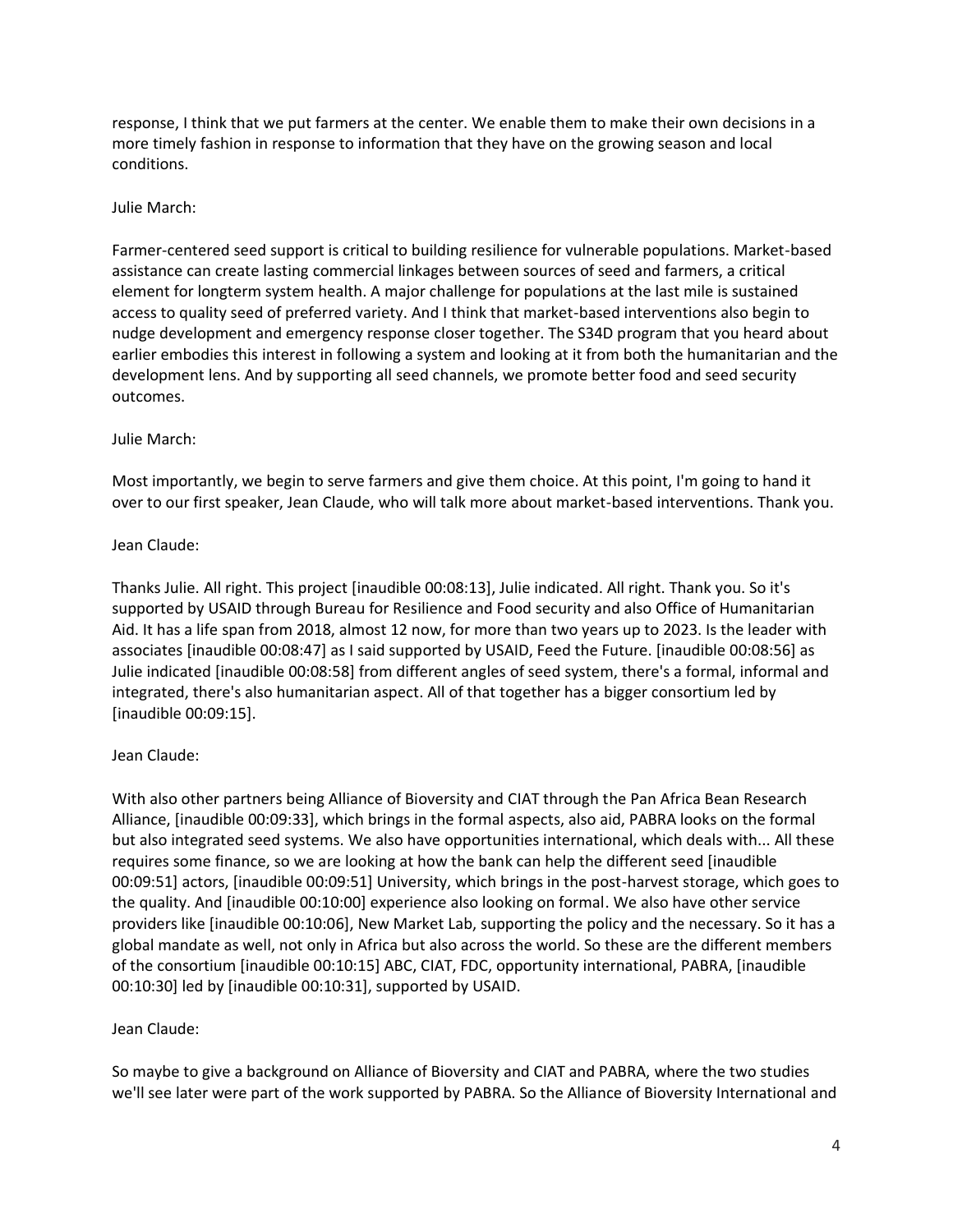response, I think that we put farmers at the center. We enable them to make their own decisions in a more timely fashion in response to information that they have on the growing season and local conditions.

Julie March:

Farmer-centered seed support is critical to building resilience for vulnerable populations. Market-based assistance can create lasting commercial linkages between sources of seed and farmers, a critical element for longterm system health. A major challenge for populations at the last mile is sustained access to quality seed of preferred variety. And I think that market-based interventions also begin to nudge development and emergency response closer together. The S34D program that you heard about earlier embodies this interest in following a system and looking at it from both the humanitarian and the development lens. And by supporting all seed channels, we promote better food and seed security outcomes.

Julie March:

Most importantly, we begin to serve farmers and give them choice. At this point, I'm going to hand it over to our first speaker, Jean Claude, who will talk more about market-based interventions. Thank you.

Jean Claude:

Thanks Julie. All right. This project [inaudible 00:08:13], Julie indicated. All right. Thank you. So it's supported by USAID through Bureau for Resilience and Food security and also Office of Humanitarian Aid. It has a life span from 2018, almost 12 now, for more than two years up to 2023. Is the leader with associates [inaudible 00:08:47] as I said supported by USAID, Feed the Future. [inaudible 00:08:56] as Julie indicated [inaudible 00:08:58] from different angles of seed system, there's a formal, informal and integrated, there's also humanitarian aspect. All of that together has a bigger consortium led by [inaudible 00:09:15].

Jean Claude:

With also other partners being Alliance of Bioversity and CIAT through the Pan Africa Bean Research Alliance, [inaudible 00:09:33], which brings in the formal aspects, also aid, PABRA looks on the formal but also integrated seed systems. We also have opportunities international, which deals with... All these requires some finance, so we are looking at how the bank can help the different seed [inaudible 00:09:51] actors, [inaudible 00:09:51] University, which brings in the post-harvest storage, which goes to the quality. And [inaudible 00:10:00] experience also looking on formal. We also have other service providers like [inaudible 00:10:06], New Market Lab, supporting the policy and the necessary. So it has a global mandate as well, not only in Africa but also across the world. So these are the different members of the consortium [inaudible 00:10:15] ABC, CIAT, FDC, opportunity international, PABRA, [inaudible 00:10:30] led by [inaudible 00:10:31], supported by USAID.

Jean Claude:

So maybe to give a background on Alliance of Bioversity and CIAT and PABRA, where the two studies we'll see later were part of the work supported by PABRA. So the Alliance of Bioversity International and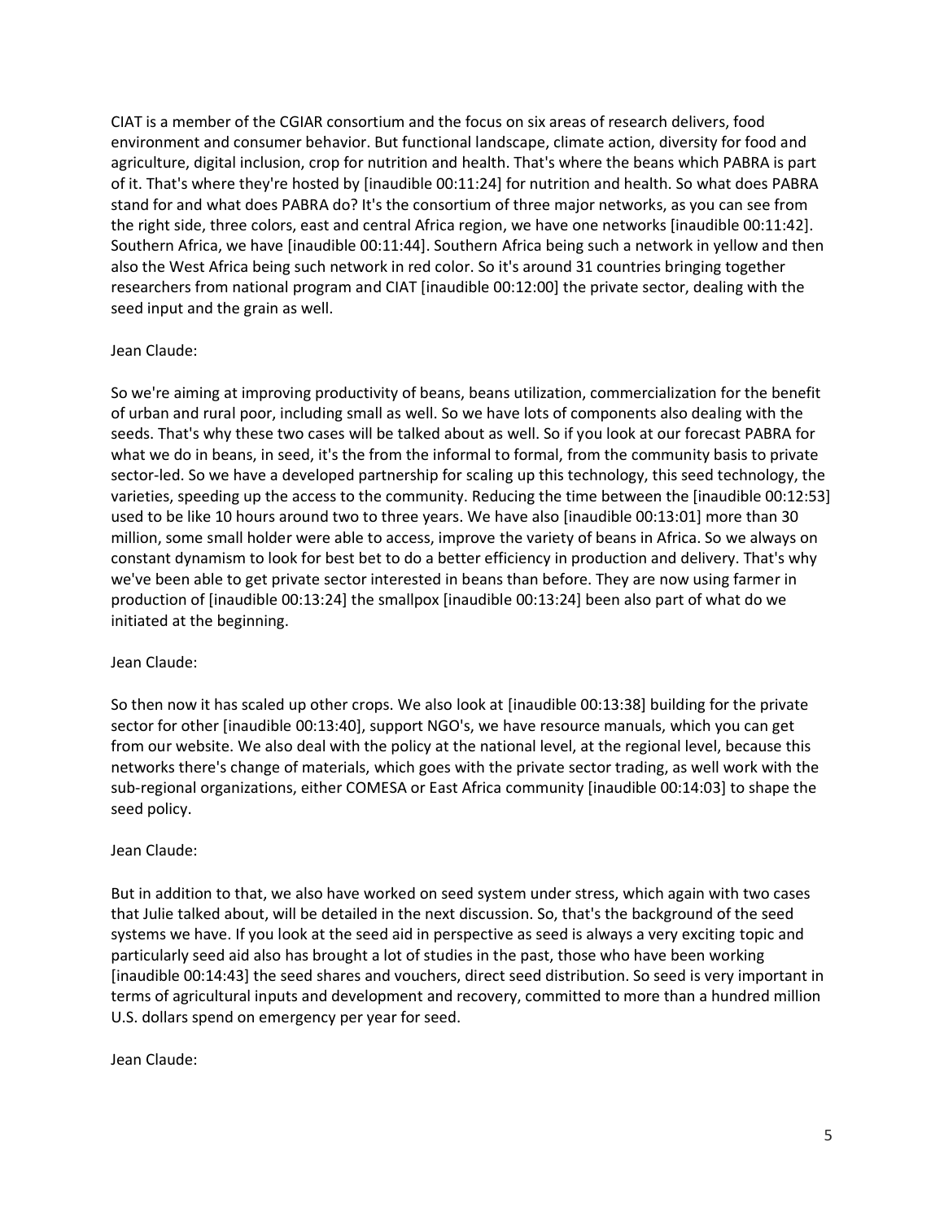CIAT is a member of the CGIAR consortium and the focus on six areas of research delivers, food environment and consumer behavior. But functional landscape, climate action, diversity for food and agriculture, digital inclusion, crop for nutrition and health. That's where the beans which PABRA is part of it. That's where they're hosted by [inaudible 00:11:24] for nutrition and health. So what does PABRA stand for and what does PABRA do? It's the consortium of three major networks, as you can see from the right side, three colors, east and central Africa region, we have one networks [inaudible 00:11:42]. Southern Africa, we have [inaudible 00:11:44]. Southern Africa being such a network in yellow and then also the West Africa being such network in red color. So it's around 31 countries bringing together researchers from national program and CIAT [inaudible 00:12:00] the private sector, dealing with the seed input and the grain as well.

Jean Claude:

So we're aiming at improving productivity of beans, beans utilization, commercialization for the benefit of urban and rural poor, including small as well. So we have lots of components also dealing with the seeds. That's why these two cases will be talked about as well. So if you look at our forecast PABRA for what we do in beans, in seed, it's the from the informal to formal, from the community basis to private sector-led. So we have a developed partnership for scaling up this technology, this seed technology, the varieties, speeding up the access to the community. Reducing the time between the [inaudible 00:12:53] used to be like 10 hours around two to three years. We have also [inaudible 00:13:01] more than 30 million, some small holder were able to access, improve the variety of beans in Africa. So we always on constant dynamism to look for best bet to do a better efficiency in production and delivery. That's why we've been able to get private sector interested in beans than before. They are now using farmer in production of [inaudible 00:13:24] the smallpox [inaudible 00:13:24] been also part of what do we initiated at the beginning.

Jean Claude:

So then now it has scaled up other crops. We also look at [inaudible 00:13:38] building for the private sector for other [inaudible 00:13:40], support NGO's, we have resource manuals, which you can get from our website. We also deal with the policy at the national level, at the regional level, because this networks there's change of materials, which goes with the private sector trading, as well work with the sub-regional organizations, either COMESA or East Africa community [inaudible 00:14:03] to shape the seed policy.

Jean Claude:

But in addition to that, we also have worked on seed system under stress, which again with two cases that Julie talked about, will be detailed in the next discussion. So, that's the background of the seed systems we have. If you look at the seed aid in perspective as seed is always a very exciting topic and particularly seed aid also has brought a lot of studies in the past, those who have been working [inaudible 00:14:43] the seed shares and vouchers, direct seed distribution. So seed is very important in terms of agricultural inputs and development and recovery, committed to more than a hundred million U.S. dollars spend on emergency per year for seed.

Jean Claude: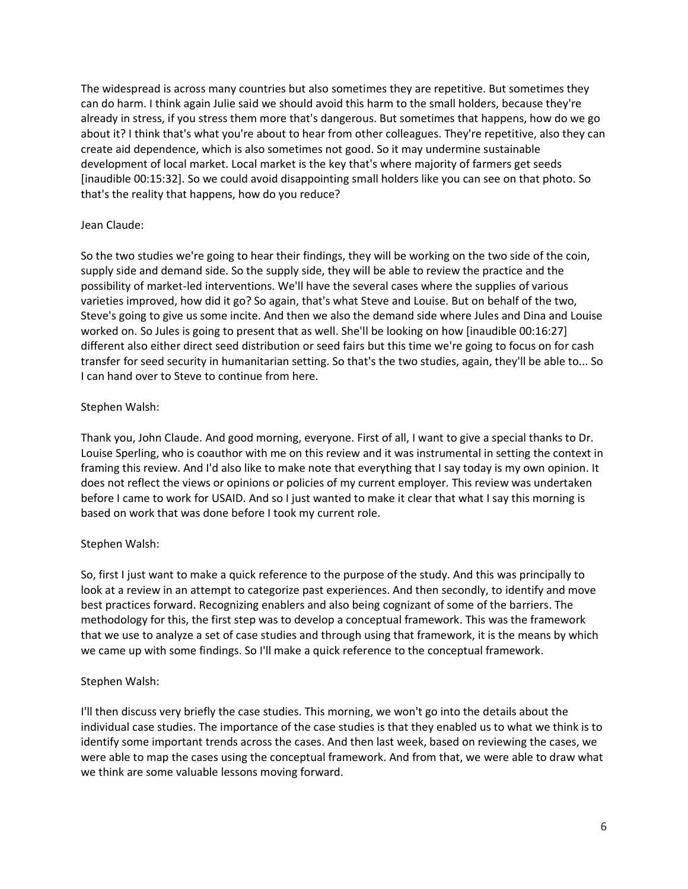The widespread is across many countries but also sometimes they are repetitive. But sometimes they can do harm. I think again Julie said we should avoid this harm to the small holders, because they're already in stress, if you stress them more that's dangerous. But sometimes that happens, how do we go about it? I think that's what you're about to hear from other colleagues. They're repetitive, also they can create aid dependence, which is also sometimes not good. So it may undermine sustainable development of local market. Local market is the key that's where majority of farmers get seeds [inaudible 00:15:32]. So we could avoid disappointing small holders like you can see on that photo. So that's the reality that happens, how do you reduce?

Jean Claude:

So the two studies we're going to hear their findings, they will be working on the two side of the coin, supply side and demand side. So the supply side, they will be able to review the practice and the possibility of market-led interventions. We'll have the several cases where the supplies of various varieties improved, how did it go? So again, that's what Steve and Louise. But on behalf of the two, Steve's going to give us some incite. And then we also the demand side where Jules and Dina and Louise worked on. So Jules is going to present that as well. She'll be looking on how [inaudible 00:16:27] different also either direct seed distribution or seed fairs but this time we're going to focus on for cash transfer for seed security in humanitarian setting. So that's the two studies, again, they'll be able to... So I can hand over to Steve to continue from here.

Stephen Walsh:

Thank you, John Claude. And good morning, everyone. First of all, I want to give a special thanks to Dr. Louise Sperling, who is coauthor with me on this review and it was instrumental in setting the context in framing this review. And I'd also like to make note that everything that I say today is my own opinion. It does not reflect the views or opinions or policies of my current employer. This review was undertaken before I came to work for USAID. And so I just wanted to make it clear that what I say this morning is based on work that was done before I took my current role.

Stephen Walsh:

So, first I just want to make a quick reference to the purpose of the study. And this was principally to look at a review in an attempt to categorize past experiences. And then secondly, to identify and move best practices forward. Recognizing enablers and also being cognizant of some of the barriers. The methodology for this, the first step was to develop a conceptual framework. This was the framework that we use to analyze a set of case studies and through using that framework, it is the means by which we came up with some findings. So I'll make a quick reference to the conceptual framework.

Stephen Walsh:

I'll then discuss very briefly the case studies. This morning, we won't go into the details about the individual case studies. The importance of the case studies is that they enabled us to what we think is to identify some important trends across the cases. And then last week, based on reviewing the cases, we were able to map the cases using the conceptual framework. And from that, we were able to draw what we think are some valuable lessons moving forward.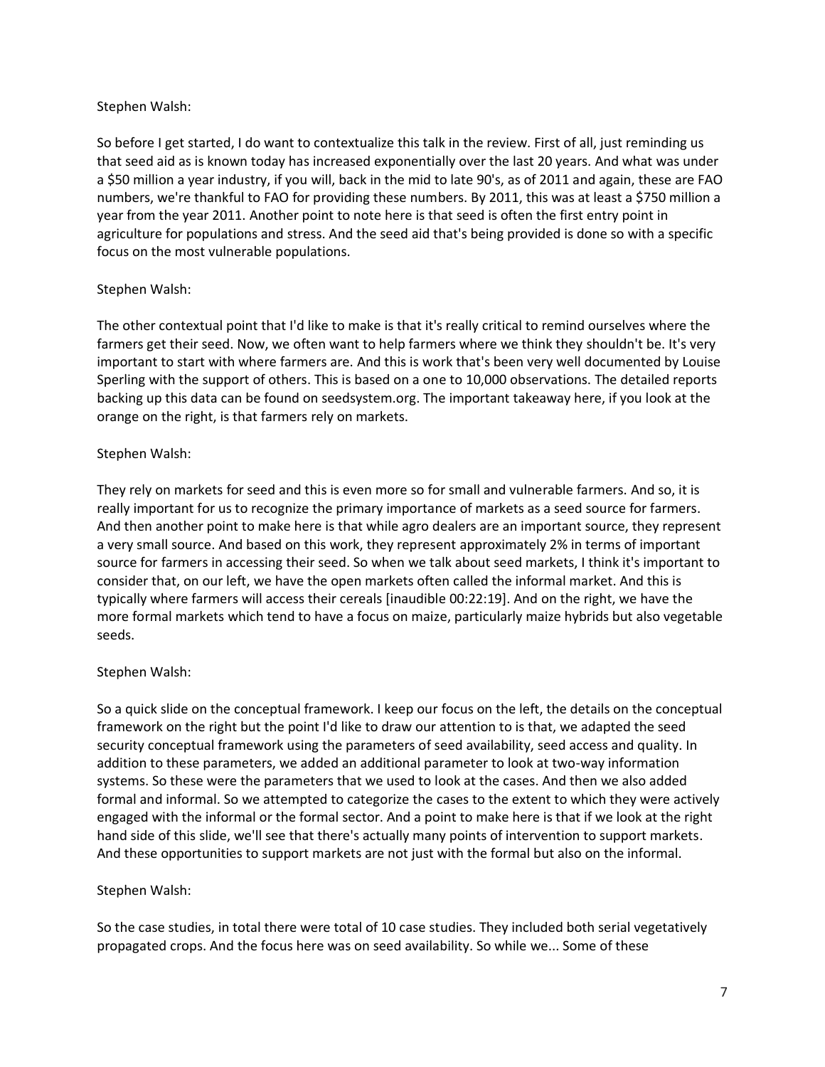Stephen Walsh:

So before I get started, I do want to contextualize this talk in the review. First of all, just reminding us that seed aid as is known today has increased exponentially over the last 20 years. And what was under a $50 million a year industry, if you will, back in the mid to late 90's, as of 2011 and again, these are FAO numbers, we're thankful to FAO for providing these numbers. By 2011, this was at least a $750 million a year from the year 2011. Another point to note here is that seed is often the first entry point in agriculture for populations and stress. And the seed aid that's being provided is done so with a specific focus on the most vulnerable populations.

Stephen Walsh:

The other contextual point that I'd like to make is that it's really critical to remind ourselves where the farmers get their seed. Now, we often want to help farmers where we think they shouldn't be. It's very important to start with where farmers are. And this is work that's been very well documented by Louise Sperling with the support of others. This is based on a one to 10,000 observations. The detailed reports backing up this data can be found on seedsystem.org. The important takeaway here, if you look at the orange on the right, is that farmers rely on markets.

Stephen Walsh:

They rely on markets for seed and this is even more so for small and vulnerable farmers. And so, it is really important for us to recognize the primary importance of markets as a seed source for farmers. And then another point to make here is that while agro dealers are an important source, they represent a very small source. And based on this work, they represent approximately 2% in terms of important source for farmers in accessing their seed. So when we talk about seed markets, I think it's important to consider that, on our left, we have the open markets often called the informal market. And this is typically where farmers will access their cereals [inaudible 00:22:19]. And on the right, we have the more formal markets which tend to have a focus on maize, particularly maize hybrids but also vegetable seeds.

Stephen Walsh:

So a quick slide on the conceptual framework. I keep our focus on the left, the details on the conceptual framework on the right but the point I'd like to draw our attention to is that, we adapted the seed security conceptual framework using the parameters of seed availability, seed access and quality. In addition to these parameters, we added an additional parameter to look at two-way information systems. So these were the parameters that we used to look at the cases. And then we also added formal and informal. So we attempted to categorize the cases to the extent to which they were actively engaged with the informal or the formal sector. And a point to make here is that if we look at the right hand side of this slide, we'll see that there's actually many points of intervention to support markets. And these opportunities to support markets are not just with the formal but also on the informal.

Stephen Walsh:

So the case studies, in total there were total of 10 case studies. They included both serial vegetatively propagated crops. And the focus here was on seed availability. So while we... Some of these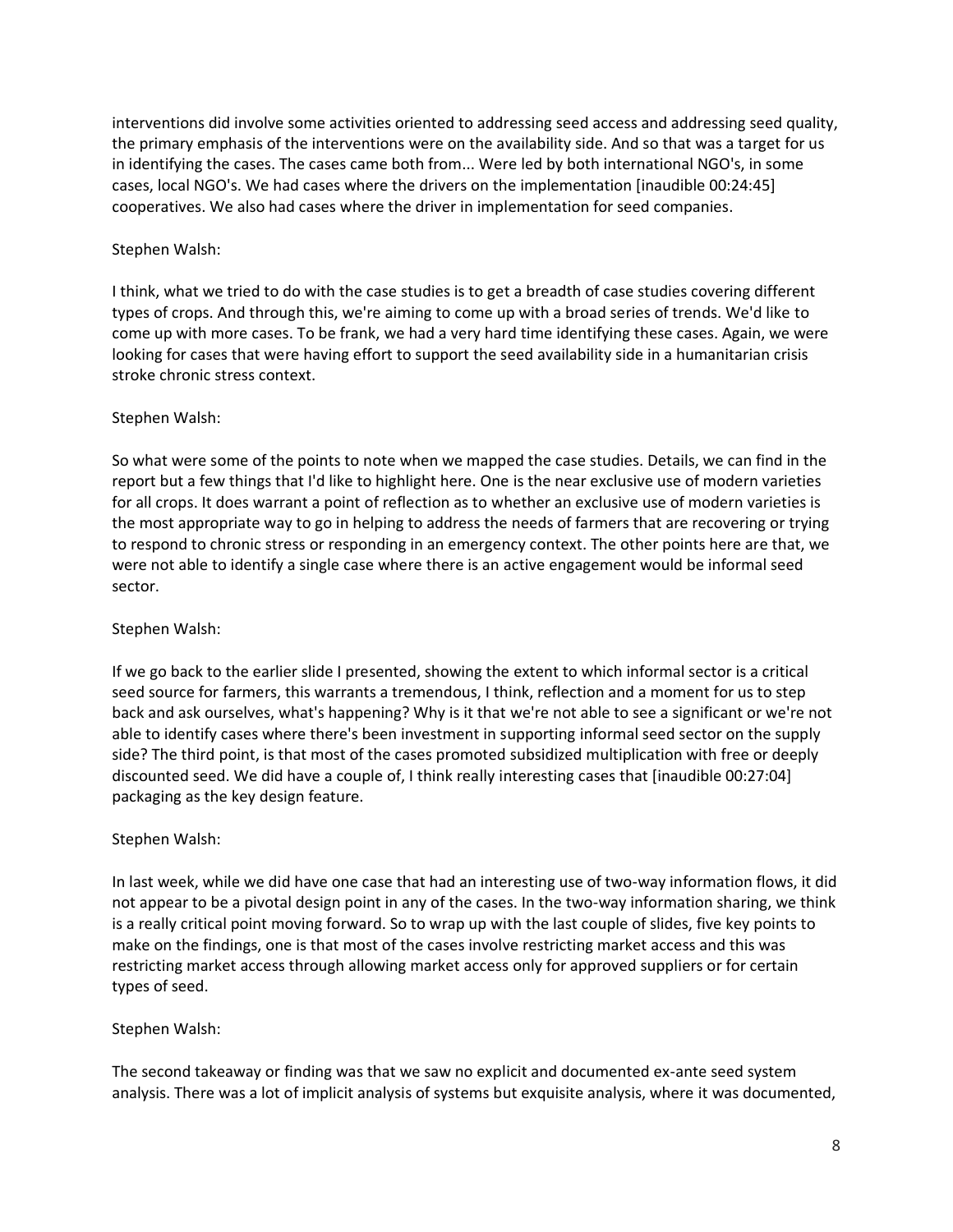interventions did involve some activities oriented to addressing seed access and addressing seed quality, the primary emphasis of the interventions were on the availability side. And so that was a target for us in identifying the cases. The cases came both from... Were led by both international NGO's, in some cases, local NGO's. We had cases where the drivers on the implementation [inaudible 00:24:45] cooperatives. We also had cases where the driver in implementation for seed companies.

Stephen Walsh:

I think, what we tried to do with the case studies is to get a breadth of case studies covering different types of crops. And through this, we're aiming to come up with a broad series of trends. We'd like to come up with more cases. To be frank, we had a very hard time identifying these cases. Again, we were looking for cases that were having effort to support the seed availability side in a humanitarian crisis stroke chronic stress context.

Stephen Walsh:

So what were some of the points to note when we mapped the case studies. Details, we can find in the report but a few things that I'd like to highlight here. One is the near exclusive use of modern varieties for all crops. It does warrant a point of reflection as to whether an exclusive use of modern varieties is the most appropriate way to go in helping to address the needs of farmers that are recovering or trying to respond to chronic stress or responding in an emergency context. The other points here are that, we were not able to identify a single case where there is an active engagement would be informal seed sector.

Stephen Walsh:

If we go back to the earlier slide I presented, showing the extent to which informal sector is a critical seed source for farmers, this warrants a tremendous, I think, reflection and a moment for us to step back and ask ourselves, what's happening? Why is it that we're not able to see a significant or we're not able to identify cases where there's been investment in supporting informal seed sector on the supply side? The third point, is that most of the cases promoted subsidized multiplication with free or deeply discounted seed. We did have a couple of, I think really interesting cases that [inaudible 00:27:04] packaging as the key design feature.

Stephen Walsh:

In last week, while we did have one case that had an interesting use of two-way information flows, it did not appear to be a pivotal design point in any of the cases. In the two-way information sharing, we think is a really critical point moving forward. So to wrap up with the last couple of slides, five key points to make on the findings, one is that most of the cases involve restricting market access and this was restricting market access through allowing market access only for approved suppliers or for certain types of seed.

Stephen Walsh:

The second takeaway or finding was that we saw no explicit and documented ex-ante seed system analysis. There was a lot of implicit analysis of systems but exquisite analysis, where it was documented,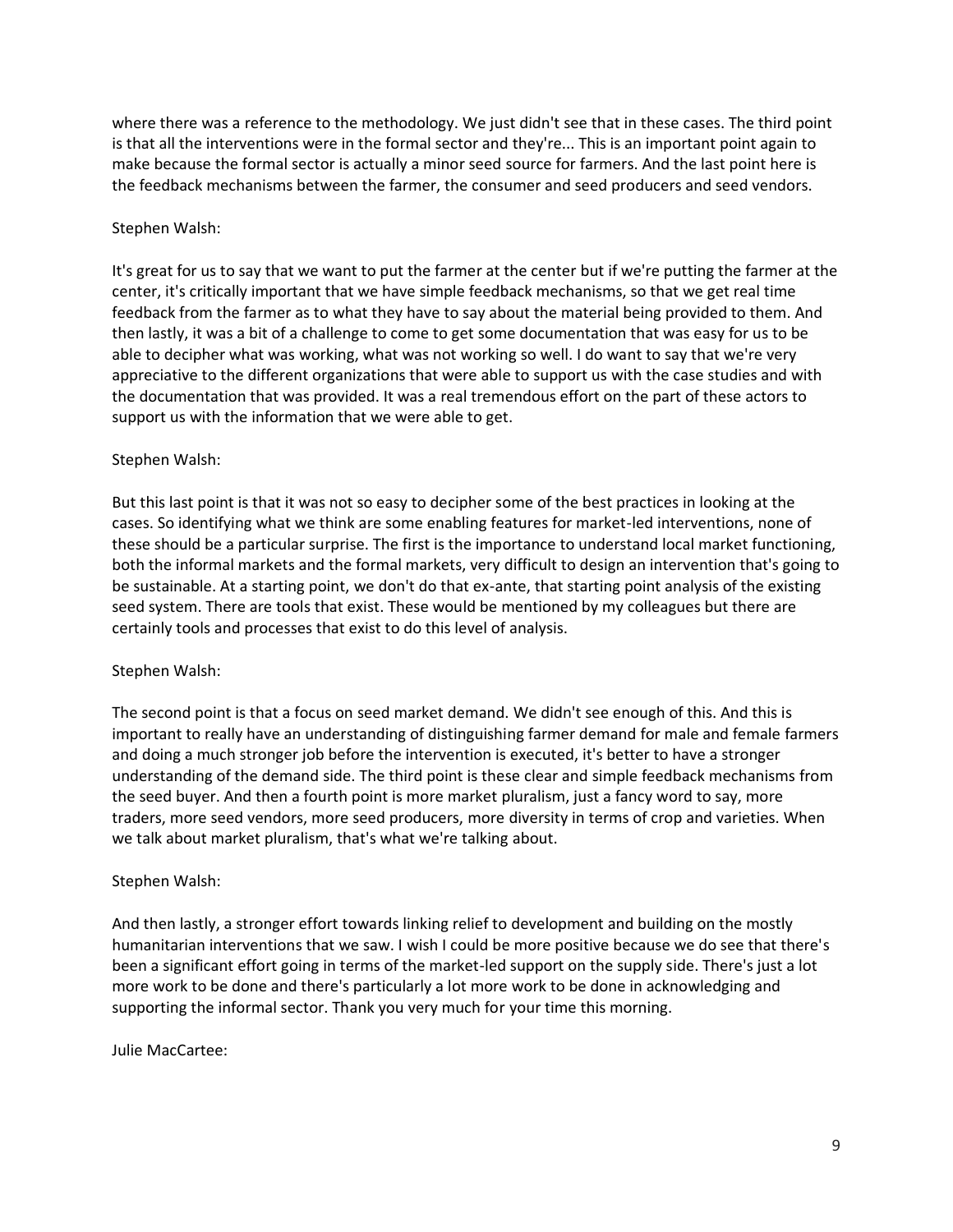where there was a reference to the methodology. We just didn't see that in these cases. The third point is that all the interventions were in the formal sector and they're... This is an important point again to make because the formal sector is actually a minor seed source for farmers. And the last point here is the feedback mechanisms between the farmer, the consumer and seed producers and seed vendors.

Stephen Walsh:

It's great for us to say that we want to put the farmer at the center but if we're putting the farmer at the center, it's critically important that we have simple feedback mechanisms, so that we get real time feedback from the farmer as to what they have to say about the material being provided to them. And then lastly, it was a bit of a challenge to come to get some documentation that was easy for us to be able to decipher what was working, what was not working so well. I do want to say that we're very appreciative to the different organizations that were able to support us with the case studies and with the documentation that was provided. It was a real tremendous effort on the part of these actors to support us with the information that we were able to get.

Stephen Walsh:

But this last point is that it was not so easy to decipher some of the best practices in looking at the cases. So identifying what we think are some enabling features for market-led interventions, none of these should be a particular surprise. The first is the importance to understand local market functioning, both the informal markets and the formal markets, very difficult to design an intervention that's going to be sustainable. At a starting point, we don't do that ex-ante, that starting point analysis of the existing seed system. There are tools that exist. These would be mentioned by my colleagues but there are certainly tools and processes that exist to do this level of analysis.

Stephen Walsh:

The second point is that a focus on seed market demand. We didn't see enough of this. And this is important to really have an understanding of distinguishing farmer demand for male and female farmers and doing a much stronger job before the intervention is executed, it's better to have a stronger understanding of the demand side. The third point is these clear and simple feedback mechanisms from the seed buyer. And then a fourth point is more market pluralism, just a fancy word to say, more traders, more seed vendors, more seed producers, more diversity in terms of crop and varieties. When we talk about market pluralism, that's what we're talking about.

Stephen Walsh:

And then lastly, a stronger effort towards linking relief to development and building on the mostly humanitarian interventions that we saw. I wish I could be more positive because we do see that there's been a significant effort going in terms of the market-led support on the supply side. There's just a lot more work to be done and there's particularly a lot more work to be done in acknowledging and supporting the informal sector. Thank you very much for your time this morning.

Julie MacCartee: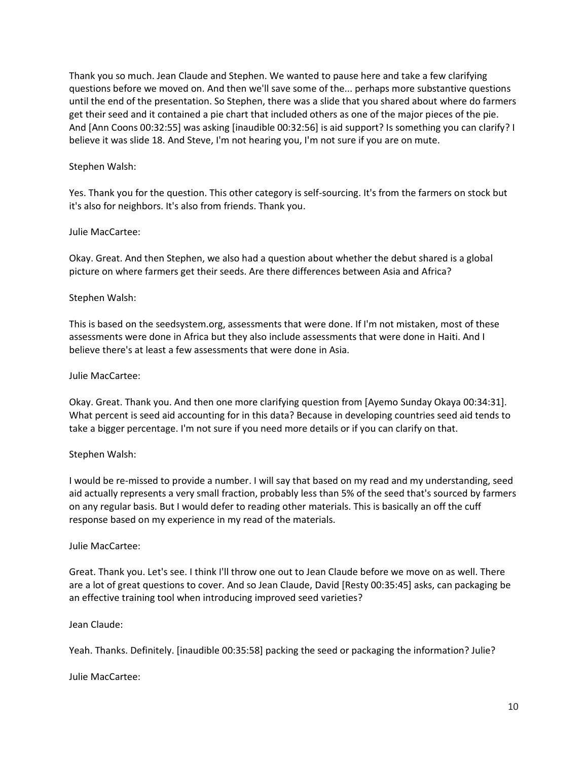Thank you so much. Jean Claude and Stephen. We wanted to pause here and take a few clarifying questions before we moved on. And then we'll save some of the... perhaps more substantive questions until the end of the presentation. So Stephen, there was a slide that you shared about where do farmers get their seed and it contained a pie chart that included others as one of the major pieces of the pie. And [Ann Coons 00:32:55] was asking [inaudible 00:32:56] is aid support? Is something you can clarify? I believe it was slide 18. And Steve, I'm not hearing you, I'm not sure if you are on mute.

Stephen Walsh:

Yes. Thank you for the question. This other category is self-sourcing. It's from the farmers on stock but it's also for neighbors. It's also from friends. Thank you.

Julie MacCartee:

Okay. Great. And then Stephen, we also had a question about whether the debut shared is a global picture on where farmers get their seeds. Are there differences between Asia and Africa?

Stephen Walsh:

This is based on the seedsystem.org, assessments that were done. If I'm not mistaken, most of these assessments were done in Africa but they also include assessments that were done in Haiti. And I believe there's at least a few assessments that were done in Asia.

Julie MacCartee:

Okay. Great. Thank you. And then one more clarifying question from [Ayemo Sunday Okaya 00:34:31]. What percent is seed aid accounting for in this data? Because in developing countries seed aid tends to take a bigger percentage. I'm not sure if you need more details or if you can clarify on that.

Stephen Walsh:

I would be re-missed to provide a number. I will say that based on my read and my understanding, seed aid actually represents a very small fraction, probably less than 5% of the seed that's sourced by farmers on any regular basis. But I would defer to reading other materials. This is basically an off the cuff response based on my experience in my read of the materials.

Julie MacCartee:

Great. Thank you. Let's see. I think I'll throw one out to Jean Claude before we move on as well. There are a lot of great questions to cover. And so Jean Claude, David [Resty 00:35:45] asks, can packaging be an effective training tool when introducing improved seed varieties?

Jean Claude:

Yeah. Thanks. Definitely. [inaudible 00:35:58] packing the seed or packaging the information? Julie?

Julie MacCartee: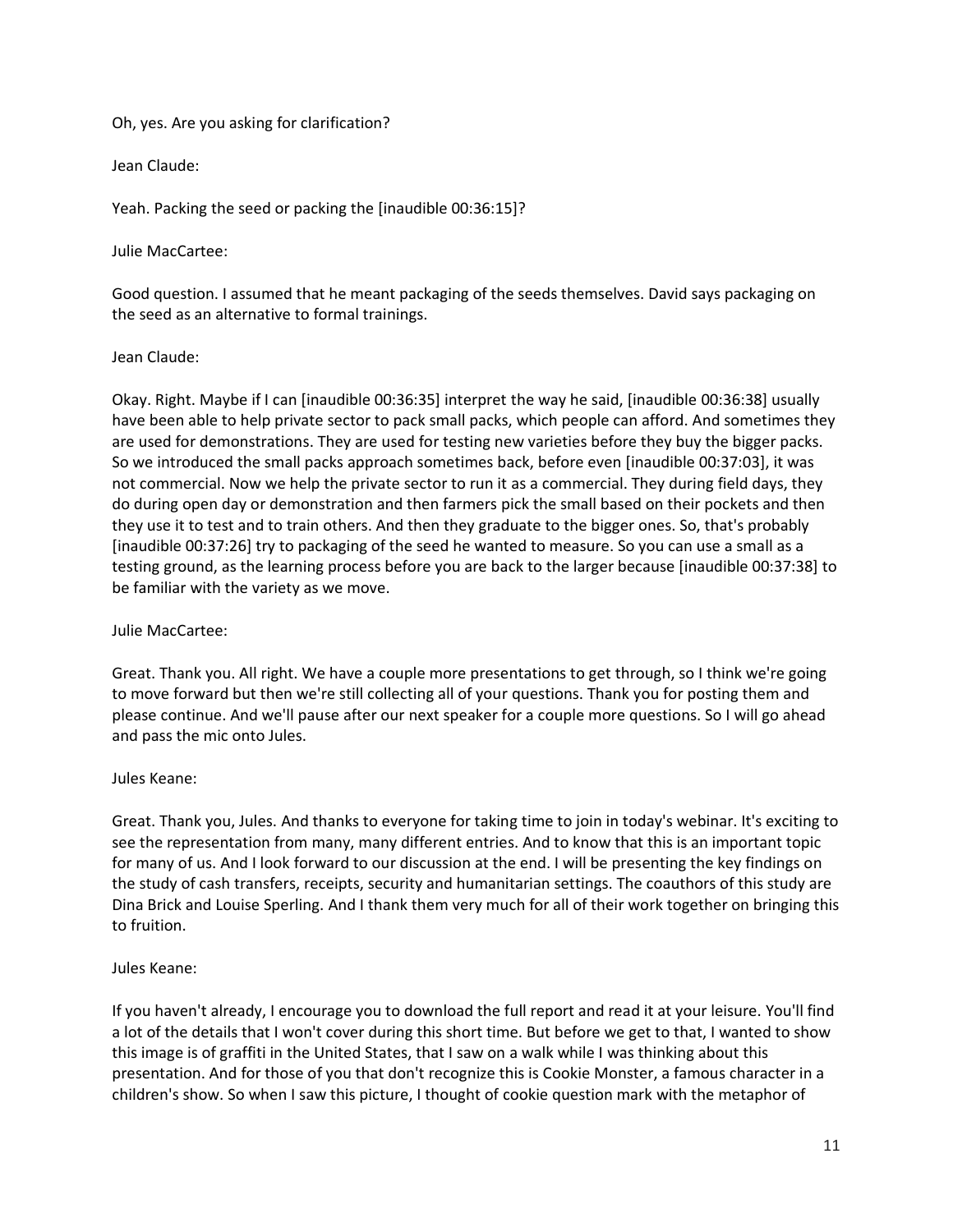Oh, yes. Are you asking for clarification?

Jean Claude:

Yeah. Packing the seed or packing the [inaudible 00:36:15]?

Julie MacCartee:

Good question. I assumed that he meant packaging of the seeds themselves. David says packaging on the seed as an alternative to formal trainings.

Jean Claude:

Okay. Right. Maybe if I can [inaudible 00:36:35] interpret the way he said, [inaudible 00:36:38] usually have been able to help private sector to pack small packs, which people can afford. And sometimes they are used for demonstrations. They are used for testing new varieties before they buy the bigger packs. So we introduced the small packs approach sometimes back, before even [inaudible 00:37:03], it was not commercial. Now we help the private sector to run it as a commercial. They during field days, they do during open day or demonstration and then farmers pick the small based on their pockets and then they use it to test and to train others. And then they graduate to the bigger ones. So, that's probably [inaudible 00:37:26] try to packaging of the seed he wanted to measure. So you can use a small as a testing ground, as the learning process before you are back to the larger because [inaudible 00:37:38] to be familiar with the variety as we move.

Julie MacCartee:

Great. Thank you. All right. We have a couple more presentations to get through, so I think we're going to move forward but then we're still collecting all of your questions. Thank you for posting them and please continue. And we'll pause after our next speaker for a couple more questions. So I will go ahead and pass the mic onto Jules.

Jules Keane:

Great. Thank you, Jules. And thanks to everyone for taking time to join in today's webinar. It's exciting to see the representation from many, many different entries. And to know that this is an important topic for many of us. And I look forward to our discussion at the end. I will be presenting the key findings on the study of cash transfers, receipts, security and humanitarian settings. The coauthors of this study are Dina Brick and Louise Sperling. And I thank them very much for all of their work together on bringing this to fruition.

Jules Keane:

If you haven't already, I encourage you to download the full report and read it at your leisure. You'll find a lot of the details that I won't cover during this short time. But before we get to that, I wanted to show this image is of graffiti in the United States, that I saw on a walk while I was thinking about this presentation. And for those of you that don't recognize this is Cookie Monster, a famous character in a children's show. So when I saw this picture, I thought of cookie question mark with the metaphor of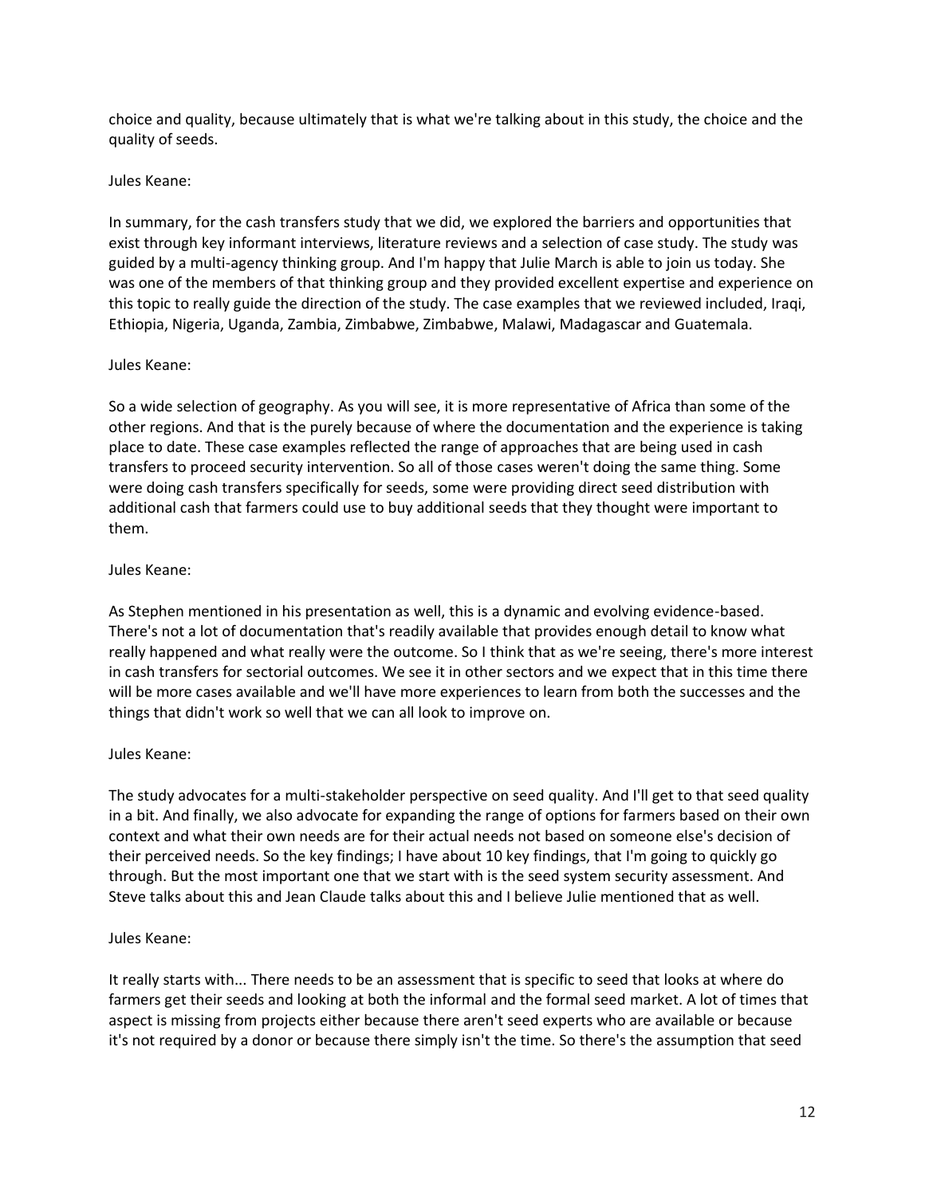choice and quality, because ultimately that is what we're talking about in this study, the choice and the quality of seeds.

Jules Keane:

In summary, for the cash transfers study that we did, we explored the barriers and opportunities that exist through key informant interviews, literature reviews and a selection of case study. The study was guided by a multi-agency thinking group. And I'm happy that Julie March is able to join us today. She was one of the members of that thinking group and they provided excellent expertise and experience on this topic to really guide the direction of the study. The case examples that we reviewed included, Iraqi, Ethiopia, Nigeria, Uganda, Zambia, Zimbabwe, Zimbabwe, Malawi, Madagascar and Guatemala.

Jules Keane:

So a wide selection of geography. As you will see, it is more representative of Africa than some of the other regions. And that is the purely because of where the documentation and the experience is taking place to date. These case examples reflected the range of approaches that are being used in cash transfers to proceed security intervention. So all of those cases weren't doing the same thing. Some were doing cash transfers specifically for seeds, some were providing direct seed distribution with additional cash that farmers could use to buy additional seeds that they thought were important to them.

Jules Keane:

As Stephen mentioned in his presentation as well, this is a dynamic and evolving evidence-based. There's not a lot of documentation that's readily available that provides enough detail to know what really happened and what really were the outcome. So I think that as we're seeing, there's more interest in cash transfers for sectorial outcomes. We see it in other sectors and we expect that in this time there will be more cases available and we'll have more experiences to learn from both the successes and the things that didn't work so well that we can all look to improve on.

Jules Keane:

The study advocates for a multi-stakeholder perspective on seed quality. And I'll get to that seed quality in a bit. And finally, we also advocate for expanding the range of options for farmers based on their own context and what their own needs are for their actual needs not based on someone else's decision of their perceived needs. So the key findings; I have about 10 key findings, that I'm going to quickly go through. But the most important one that we start with is the seed system security assessment. And Steve talks about this and Jean Claude talks about this and I believe Julie mentioned that as well.

Jules Keane:

It really starts with... There needs to be an assessment that is specific to seed that looks at where do farmers get their seeds and looking at both the informal and the formal seed market. A lot of times that aspect is missing from projects either because there aren't seed experts who are available or because it's not required by a donor or because there simply isn't the time. So there's the assumption that seed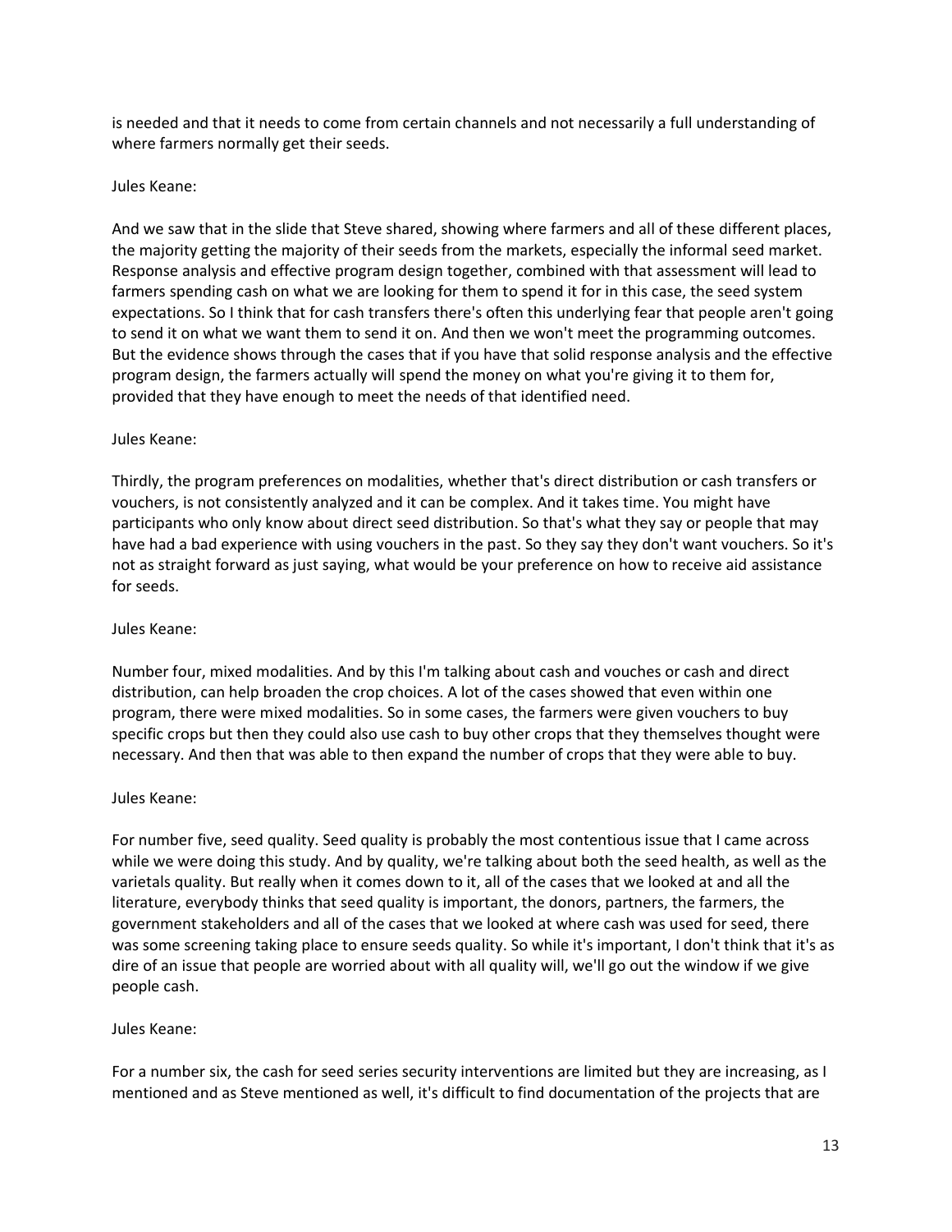is needed and that it needs to come from certain channels and not necessarily a full understanding of where farmers normally get their seeds.

Jules Keane:

And we saw that in the slide that Steve shared, showing where farmers and all of these different places, the majority getting the majority of their seeds from the markets, especially the informal seed market. Response analysis and effective program design together, combined with that assessment will lead to farmers spending cash on what we are looking for them to spend it for in this case, the seed system expectations. So I think that for cash transfers there's often this underlying fear that people aren't going to send it on what we want them to send it on. And then we won't meet the programming outcomes. But the evidence shows through the cases that if you have that solid response analysis and the effective program design, the farmers actually will spend the money on what you're giving it to them for, provided that they have enough to meet the needs of that identified need.

Jules Keane:

Thirdly, the program preferences on modalities, whether that's direct distribution or cash transfers or vouchers, is not consistently analyzed and it can be complex. And it takes time. You might have participants who only know about direct seed distribution. So that's what they say or people that may have had a bad experience with using vouchers in the past. So they say they don't want vouchers. So it's not as straight forward as just saying, what would be your preference on how to receive aid assistance for seeds.

Jules Keane:

Number four, mixed modalities. And by this I'm talking about cash and vouches or cash and direct distribution, can help broaden the crop choices. A lot of the cases showed that even within one program, there were mixed modalities. So in some cases, the farmers were given vouchers to buy specific crops but then they could also use cash to buy other crops that they themselves thought were necessary. And then that was able to then expand the number of crops that they were able to buy.

Jules Keane:

For number five, seed quality. Seed quality is probably the most contentious issue that I came across while we were doing this study. And by quality, we're talking about both the seed health, as well as the varietals quality. But really when it comes down to it, all of the cases that we looked at and all the literature, everybody thinks that seed quality is important, the donors, partners, the farmers, the government stakeholders and all of the cases that we looked at where cash was used for seed, there was some screening taking place to ensure seeds quality. So while it's important, I don't think that it's as dire of an issue that people are worried about with all quality will, we'll go out the window if we give people cash.

Jules Keane:

For a number six, the cash for seed series security interventions are limited but they are increasing, as I mentioned and as Steve mentioned as well, it's difficult to find documentation of the projects that are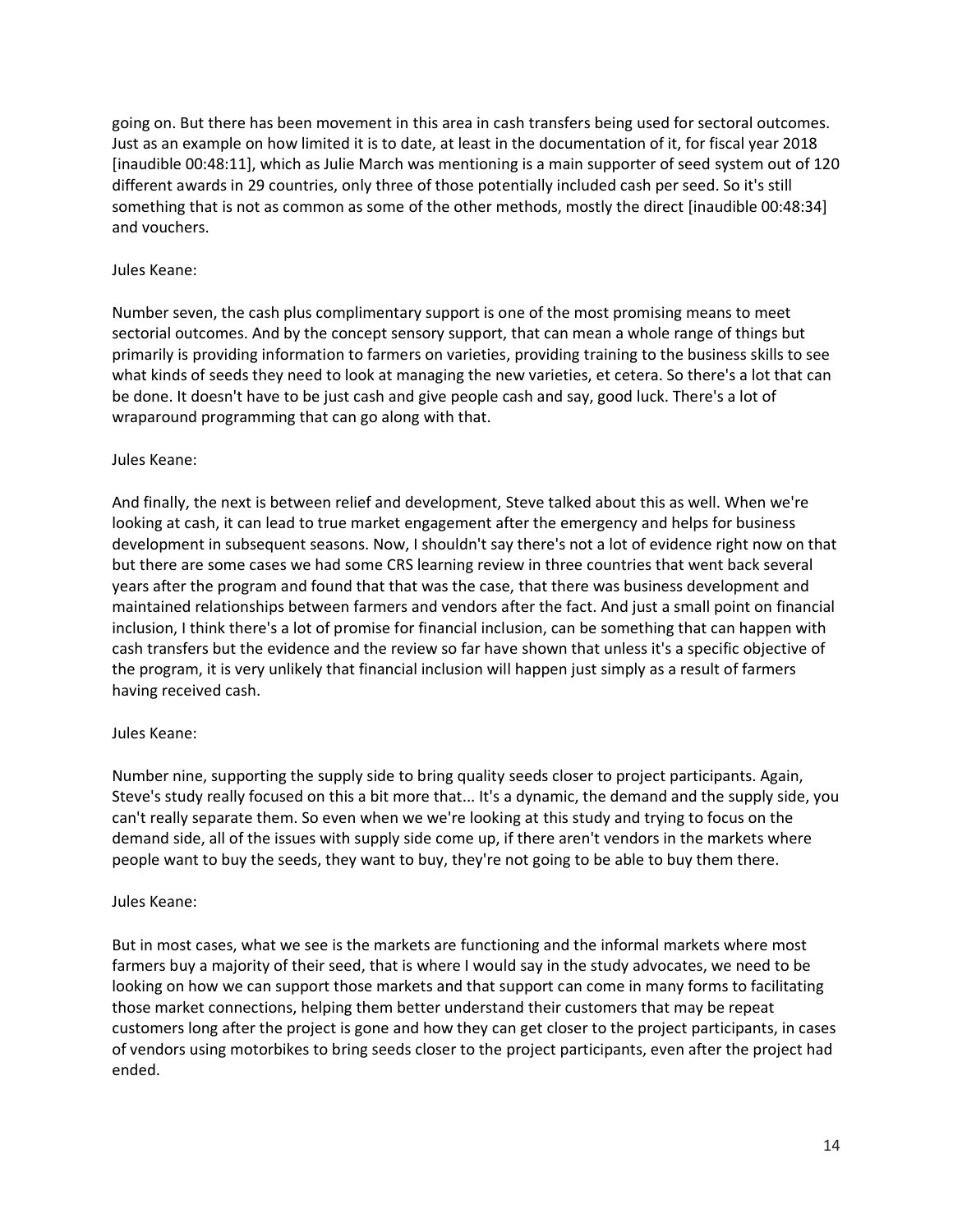going on. But there has been movement in this area in cash transfers being used for sectoral outcomes. Just as an example on how limited it is to date, at least in the documentation of it, for fiscal year 2018 [inaudible 00:48:11], which as Julie March was mentioning is a main supporter of seed system out of 120 different awards in 29 countries, only three of those potentially included cash per seed. So it's still something that is not as common as some of the other methods, mostly the direct [inaudible 00:48:34] and vouchers.

Jules Keane:

Number seven, the cash plus complimentary support is one of the most promising means to meet sectorial outcomes. And by the concept sensory support, that can mean a whole range of things but primarily is providing information to farmers on varieties, providing training to the business skills to see what kinds of seeds they need to look at managing the new varieties, et cetera. So there's a lot that can be done. It doesn't have to be just cash and give people cash and say, good luck. There's a lot of wraparound programming that can go along with that.

Jules Keane:

And finally, the next is between relief and development, Steve talked about this as well. When we're looking at cash, it can lead to true market engagement after the emergency and helps for business development in subsequent seasons. Now, I shouldn't say there's not a lot of evidence right now on that but there are some cases we had some CRS learning review in three countries that went back several years after the program and found that that was the case, that there was business development and maintained relationships between farmers and vendors after the fact. And just a small point on financial inclusion, I think there's a lot of promise for financial inclusion, can be something that can happen with cash transfers but the evidence and the review so far have shown that unless it's a specific objective of the program, it is very unlikely that financial inclusion will happen just simply as a result of farmers having received cash.

Jules Keane:

Number nine, supporting the supply side to bring quality seeds closer to project participants. Again, Steve's study really focused on this a bit more that... It's a dynamic, the demand and the supply side, you can't really separate them. So even when we we're looking at this study and trying to focus on the demand side, all of the issues with supply side come up, if there aren't vendors in the markets where people want to buy the seeds, they want to buy, they're not going to be able to buy them there.

Jules Keane:

But in most cases, what we see is the markets are functioning and the informal markets where most farmers buy a majority of their seed, that is where I would say in the study advocates, we need to be looking on how we can support those markets and that support can come in many forms to facilitating those market connections, helping them better understand their customers that may be repeat customers long after the project is gone and how they can get closer to the project participants, in cases of vendors using motorbikes to bring seeds closer to the project participants, even after the project had ended.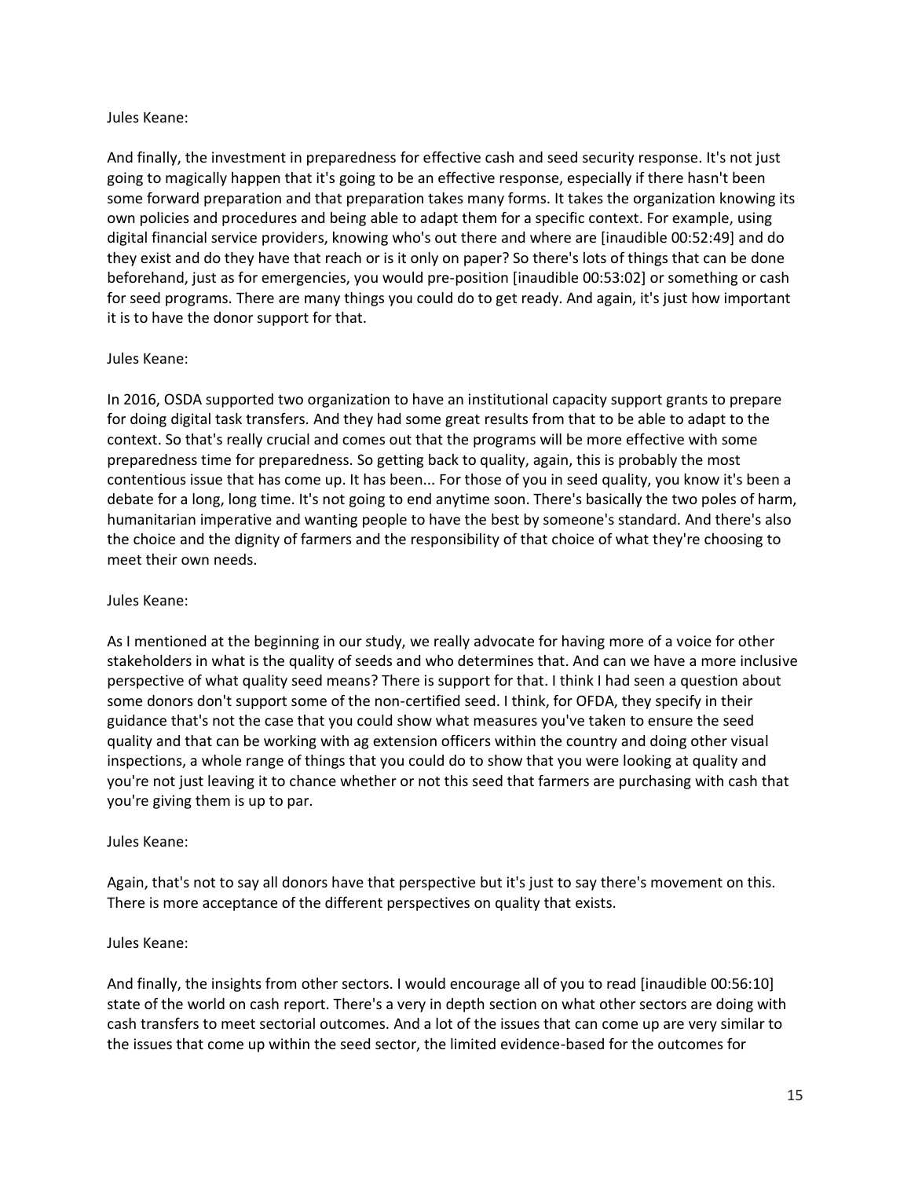Jules Keane:

And finally, the investment in preparedness for effective cash and seed security response. It's not just going to magically happen that it's going to be an effective response, especially if there hasn't been some forward preparation and that preparation takes many forms. It takes the organization knowing its own policies and procedures and being able to adapt them for a specific context. For example, using digital financial service providers, knowing who's out there and where are [inaudible 00:52:49] and do they exist and do they have that reach or is it only on paper? So there's lots of things that can be done beforehand, just as for emergencies, you would pre-position [inaudible 00:53:02] or something or cash for seed programs. There are many things you could do to get ready. And again, it's just how important it is to have the donor support for that.

Jules Keane:

In 2016, OSDA supported two organization to have an institutional capacity support grants to prepare for doing digital task transfers. And they had some great results from that to be able to adapt to the context. So that's really crucial and comes out that the programs will be more effective with some preparedness time for preparedness. So getting back to quality, again, this is probably the most contentious issue that has come up. It has been... For those of you in seed quality, you know it's been a debate for a long, long time. It's not going to end anytime soon. There's basically the two poles of harm, humanitarian imperative and wanting people to have the best by someone's standard. And there's also the choice and the dignity of farmers and the responsibility of that choice of what they're choosing to meet their own needs.

Jules Keane:

As I mentioned at the beginning in our study, we really advocate for having more of a voice for other stakeholders in what is the quality of seeds and who determines that. And can we have a more inclusive perspective of what quality seed means? There is support for that. I think I had seen a question about some donors don't support some of the non-certified seed. I think, for OFDA, they specify in their guidance that's not the case that you could show what measures you've taken to ensure the seed quality and that can be working with ag extension officers within the country and doing other visual inspections, a whole range of things that you could do to show that you were looking at quality and you're not just leaving it to chance whether or not this seed that farmers are purchasing with cash that you're giving them is up to par.

Jules Keane:

Again, that's not to say all donors have that perspective but it's just to say there's movement on this. There is more acceptance of the different perspectives on quality that exists.

Jules Keane:

And finally, the insights from other sectors. I would encourage all of you to read [inaudible 00:56:10] state of the world on cash report. There's a very in depth section on what other sectors are doing with cash transfers to meet sectorial outcomes. And a lot of the issues that can come up are very similar to the issues that come up within the seed sector, the limited evidence-based for the outcomes for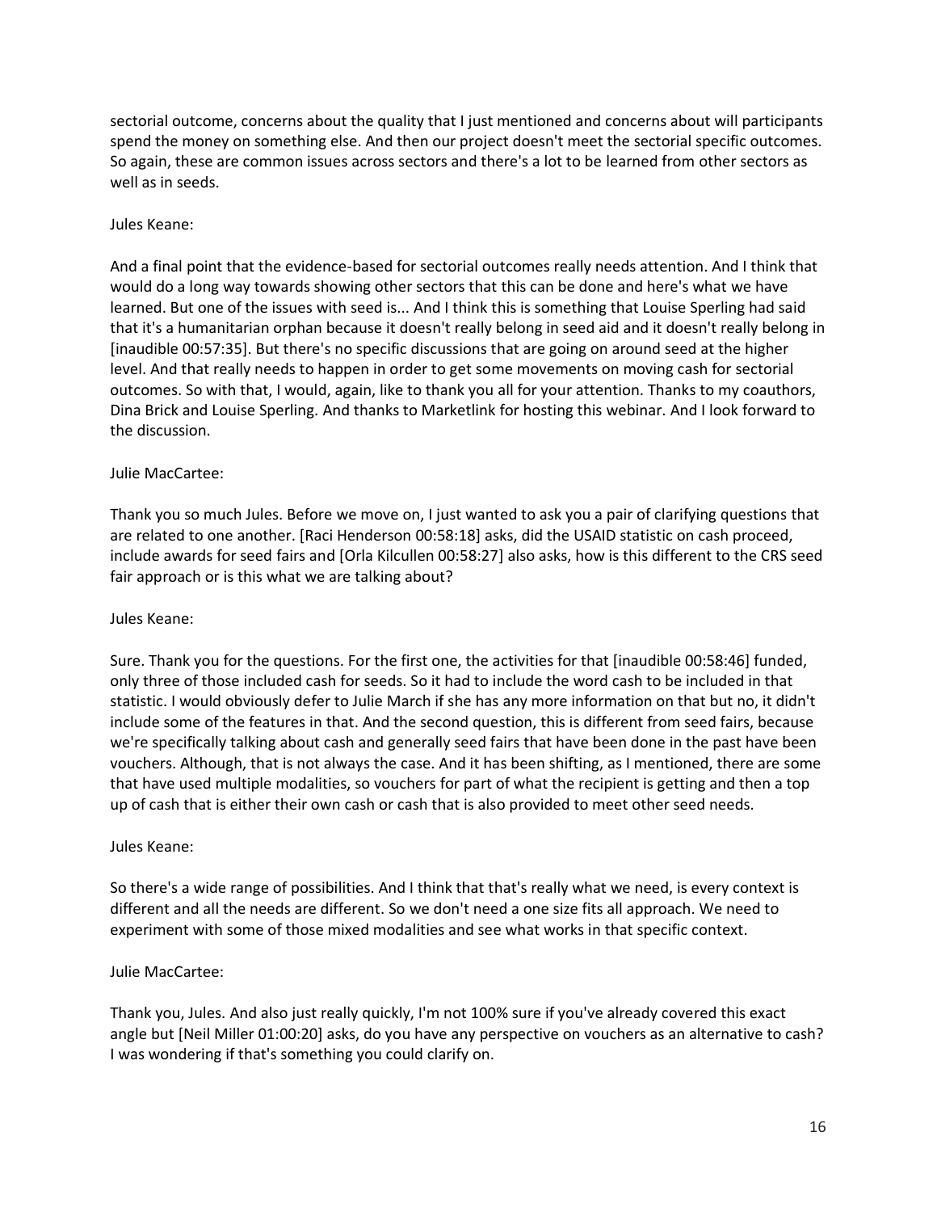sectorial outcome, concerns about the quality that I just mentioned and concerns about will participants spend the money on something else. And then our project doesn't meet the sectorial specific outcomes. So again, these are common issues across sectors and there's a lot to be learned from other sectors as well as in seeds.

Jules Keane:

And a final point that the evidence-based for sectorial outcomes really needs attention. And I think that would do a long way towards showing other sectors that this can be done and here's what we have learned. But one of the issues with seed is... And I think this is something that Louise Sperling had said that it's a humanitarian orphan because it doesn't really belong in seed aid and it doesn't really belong in [inaudible 00:57:35]. But there's no specific discussions that are going on around seed at the higher level. And that really needs to happen in order to get some movements on moving cash for sectorial outcomes. So with that, I would, again, like to thank you all for your attention. Thanks to my coauthors, Dina Brick and Louise Sperling. And thanks to Marketlink for hosting this webinar. And I look forward to the discussion.

Julie MacCartee:

Thank you so much Jules. Before we move on, I just wanted to ask you a pair of clarifying questions that are related to one another. [Raci Henderson 00:58:18] asks, did the USAID statistic on cash proceed, include awards for seed fairs and [Orla Kilcullen 00:58:27] also asks, how is this different to the CRS seed fair approach or is this what we are talking about?

Jules Keane:

Sure. Thank you for the questions. For the first one, the activities for that [inaudible 00:58:46] funded, only three of those included cash for seeds. So it had to include the word cash to be included in that statistic. I would obviously defer to Julie March if she has any more information on that but no, it didn't include some of the features in that. And the second question, this is different from seed fairs, because we're specifically talking about cash and generally seed fairs that have been done in the past have been vouchers. Although, that is not always the case. And it has been shifting, as I mentioned, there are some that have used multiple modalities, so vouchers for part of what the recipient is getting and then a top up of cash that is either their own cash or cash that is also provided to meet other seed needs.

Jules Keane:

So there's a wide range of possibilities. And I think that that's really what we need, is every context is different and all the needs are different. So we don't need a one size fits all approach. We need to experiment with some of those mixed modalities and see what works in that specific context.

Julie MacCartee:

Thank you, Jules. And also just really quickly, I'm not 100% sure if you've already covered this exact angle but [Neil Miller 01:00:20] asks, do you have any perspective on vouchers as an alternative to cash? I was wondering if that's something you could clarify on.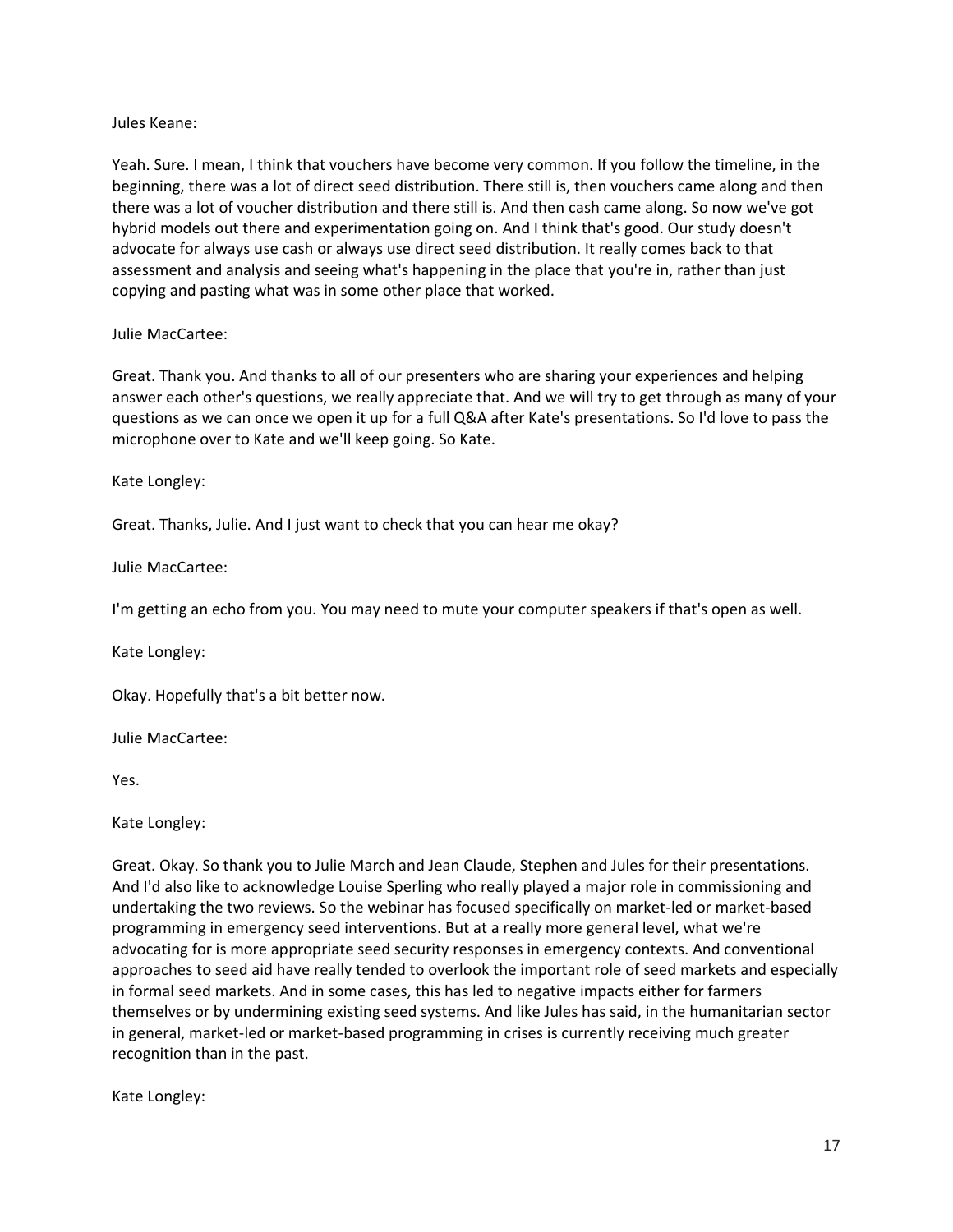Jules Keane:

Yeah. Sure. I mean, I think that vouchers have become very common. If you follow the timeline, in the beginning, there was a lot of direct seed distribution. There still is, then vouchers came along and then there was a lot of voucher distribution and there still is. And then cash came along. So now we've got hybrid models out there and experimentation going on. And I think that's good. Our study doesn't advocate for always use cash or always use direct seed distribution. It really comes back to that assessment and analysis and seeing what's happening in the place that you're in, rather than just copying and pasting what was in some other place that worked.

Julie MacCartee:

Great. Thank you. And thanks to all of our presenters who are sharing your experiences and helping answer each other's questions, we really appreciate that. And we will try to get through as many of your questions as we can once we open it up for a full Q&A after Kate's presentations. So I'd love to pass the microphone over to Kate and we'll keep going. So Kate.

Kate Longley:

Great. Thanks, Julie. And I just want to check that you can hear me okay?

Julie MacCartee:

I'm getting an echo from you. You may need to mute your computer speakers if that's open as well.

Kate Longley:

Okay. Hopefully that's a bit better now.

Julie MacCartee:

Yes.

Kate Longley:

Great. Okay. So thank you to Julie March and Jean Claude, Stephen and Jules for their presentations. And I'd also like to acknowledge Louise Sperling who really played a major role in commissioning and undertaking the two reviews. So the webinar has focused specifically on market-led or market-based programming in emergency seed interventions. But at a really more general level, what we're advocating for is more appropriate seed security responses in emergency contexts. And conventional approaches to seed aid have really tended to overlook the important role of seed markets and especially in formal seed markets. And in some cases, this has led to negative impacts either for farmers themselves or by undermining existing seed systems. And like Jules has said, in the humanitarian sector in general, market-led or market-based programming in crises is currently receiving much greater recognition than in the past.

Kate Longley: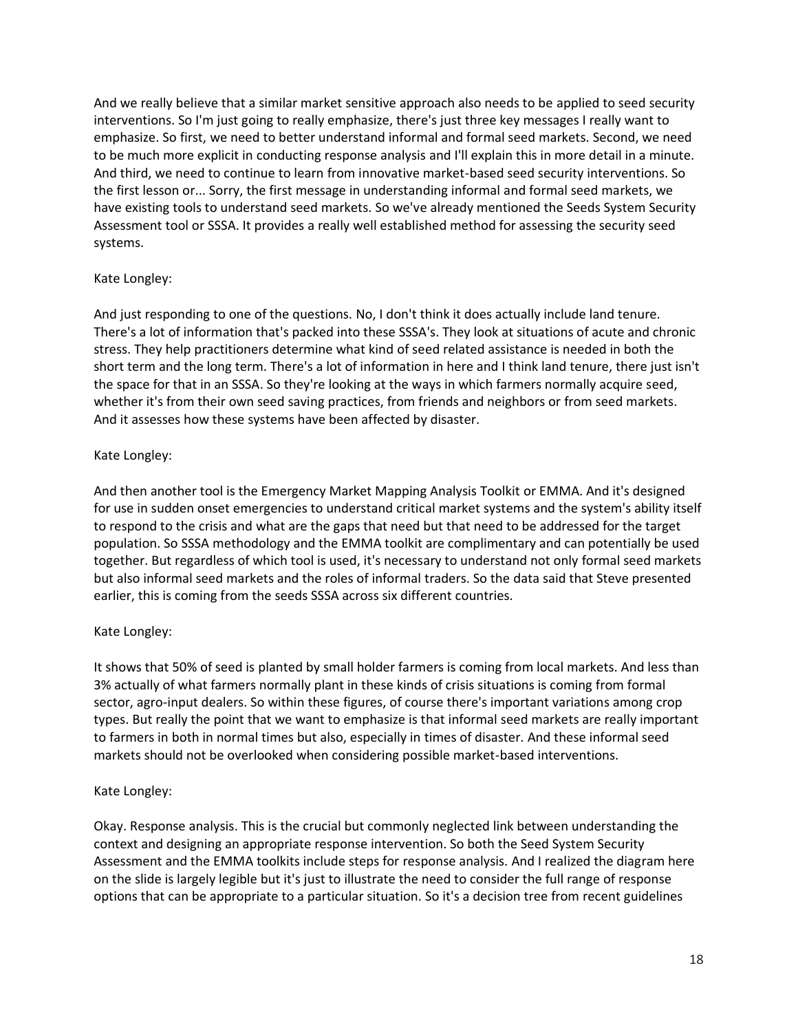And we really believe that a similar market sensitive approach also needs to be applied to seed security interventions. So I'm just going to really emphasize, there's just three key messages I really want to emphasize. So first, we need to better understand informal and formal seed markets. Second, we need to be much more explicit in conducting response analysis and I'll explain this in more detail in a minute. And third, we need to continue to learn from innovative market-based seed security interventions. So the first lesson or... Sorry, the first message in understanding informal and formal seed markets, we have existing tools to understand seed markets. So we've already mentioned the Seeds System Security Assessment tool or SSSA. It provides a really well established method for assessing the security seed systems.

Kate Longley:

And just responding to one of the questions. No, I don't think it does actually include land tenure. There's a lot of information that's packed into these SSSA's. They look at situations of acute and chronic stress. They help practitioners determine what kind of seed related assistance is needed in both the short term and the long term. There's a lot of information in here and I think land tenure, there just isn't the space for that in an SSSA. So they're looking at the ways in which farmers normally acquire seed, whether it's from their own seed saving practices, from friends and neighbors or from seed markets. And it assesses how these systems have been affected by disaster.

Kate Longley:

And then another tool is the Emergency Market Mapping Analysis Toolkit or EMMA. And it's designed for use in sudden onset emergencies to understand critical market systems and the system's ability itself to respond to the crisis and what are the gaps that need but that need to be addressed for the target population. So SSSA methodology and the EMMA toolkit are complimentary and can potentially be used together. But regardless of which tool is used, it's necessary to understand not only formal seed markets but also informal seed markets and the roles of informal traders. So the data said that Steve presented earlier, this is coming from the seeds SSSA across six different countries.

Kate Longley:

It shows that 50% of seed is planted by small holder farmers is coming from local markets. And less than 3% actually of what farmers normally plant in these kinds of crisis situations is coming from formal sector, agro-input dealers. So within these figures, of course there's important variations among crop types. But really the point that we want to emphasize is that informal seed markets are really important to farmers in both in normal times but also, especially in times of disaster. And these informal seed markets should not be overlooked when considering possible market-based interventions.

Kate Longley:

Okay. Response analysis. This is the crucial but commonly neglected link between understanding the context and designing an appropriate response intervention. So both the Seed System Security Assessment and the EMMA toolkits include steps for response analysis. And I realized the diagram here on the slide is largely legible but it's just to illustrate the need to consider the full range of response options that can be appropriate to a particular situation. So it's a decision tree from recent guidelines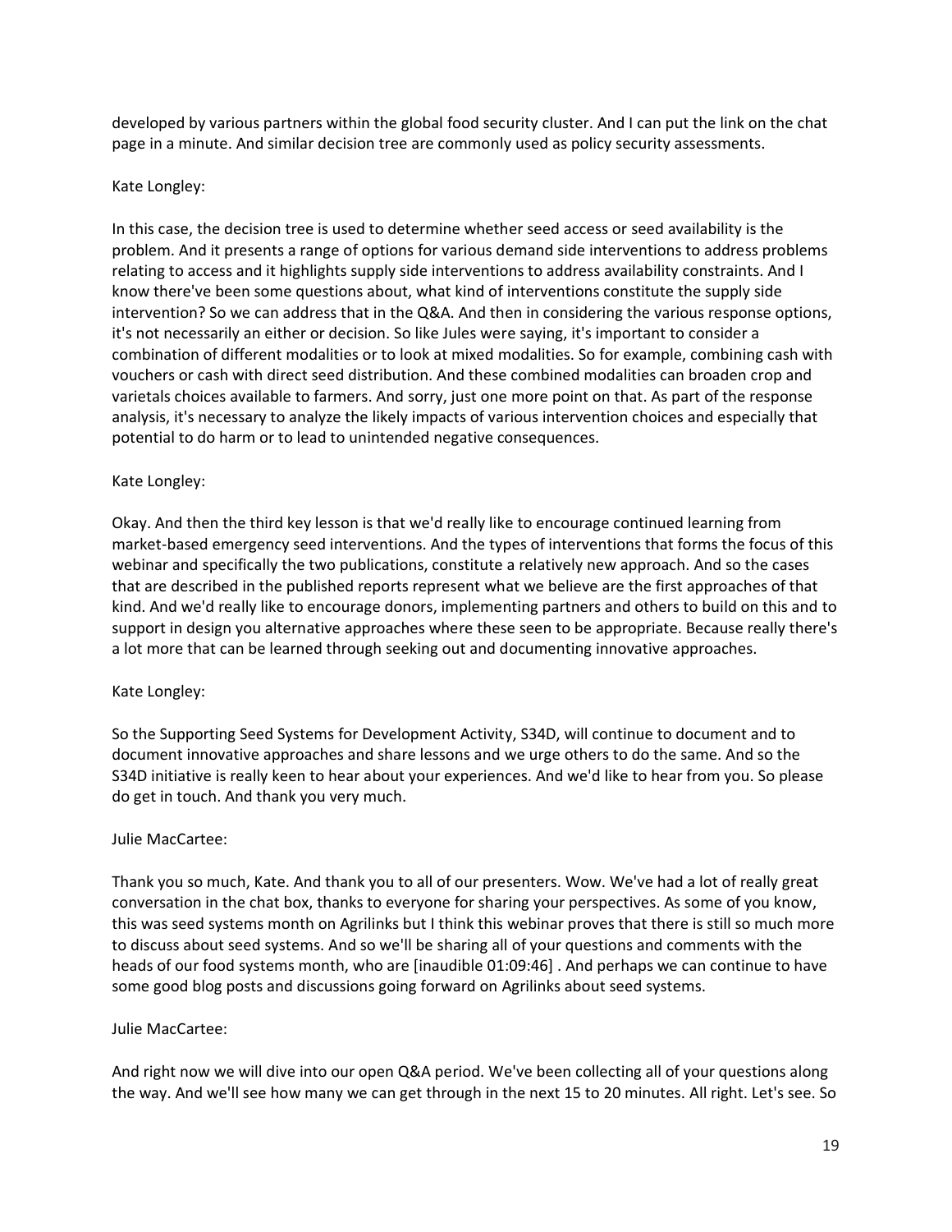developed by various partners within the global food security cluster. And I can put the link on the chat page in a minute. And similar decision tree are commonly used as policy security assessments.

Kate Longley:

In this case, the decision tree is used to determine whether seed access or seed availability is the problem. And it presents a range of options for various demand side interventions to address problems relating to access and it highlights supply side interventions to address availability constraints. And I know there've been some questions about, what kind of interventions constitute the supply side intervention? So we can address that in the Q&A. And then in considering the various response options, it's not necessarily an either or decision. So like Jules were saying, it's important to consider a combination of different modalities or to look at mixed modalities. So for example, combining cash with vouchers or cash with direct seed distribution. And these combined modalities can broaden crop and varietals choices available to farmers. And sorry, just one more point on that. As part of the response analysis, it's necessary to analyze the likely impacts of various intervention choices and especially that potential to do harm or to lead to unintended negative consequences.

Kate Longley:

Okay. And then the third key lesson is that we'd really like to encourage continued learning from market-based emergency seed interventions. And the types of interventions that forms the focus of this webinar and specifically the two publications, constitute a relatively new approach. And so the cases that are described in the published reports represent what we believe are the first approaches of that kind. And we'd really like to encourage donors, implementing partners and others to build on this and to support in design you alternative approaches where these seen to be appropriate. Because really there's a lot more that can be learned through seeking out and documenting innovative approaches.

Kate Longley:

So the Supporting Seed Systems for Development Activity, S34D, will continue to document and to document innovative approaches and share lessons and we urge others to do the same. And so the S34D initiative is really keen to hear about your experiences. And we'd like to hear from you. So please do get in touch. And thank you very much.

Julie MacCartee:

Thank you so much, Kate. And thank you to all of our presenters. Wow. We've had a lot of really great conversation in the chat box, thanks to everyone for sharing your perspectives. As some of you know, this was seed systems month on Agrilinks but I think this webinar proves that there is still so much more to discuss about seed systems. And so we'll be sharing all of your questions and comments with the heads of our food systems month, who are [inaudible 01:09:46] . And perhaps we can continue to have some good blog posts and discussions going forward on Agrilinks about seed systems.

Julie MacCartee:

And right now we will dive into our open Q&A period. We've been collecting all of your questions along the way. And we'll see how many we can get through in the next 15 to 20 minutes. All right. Let's see. So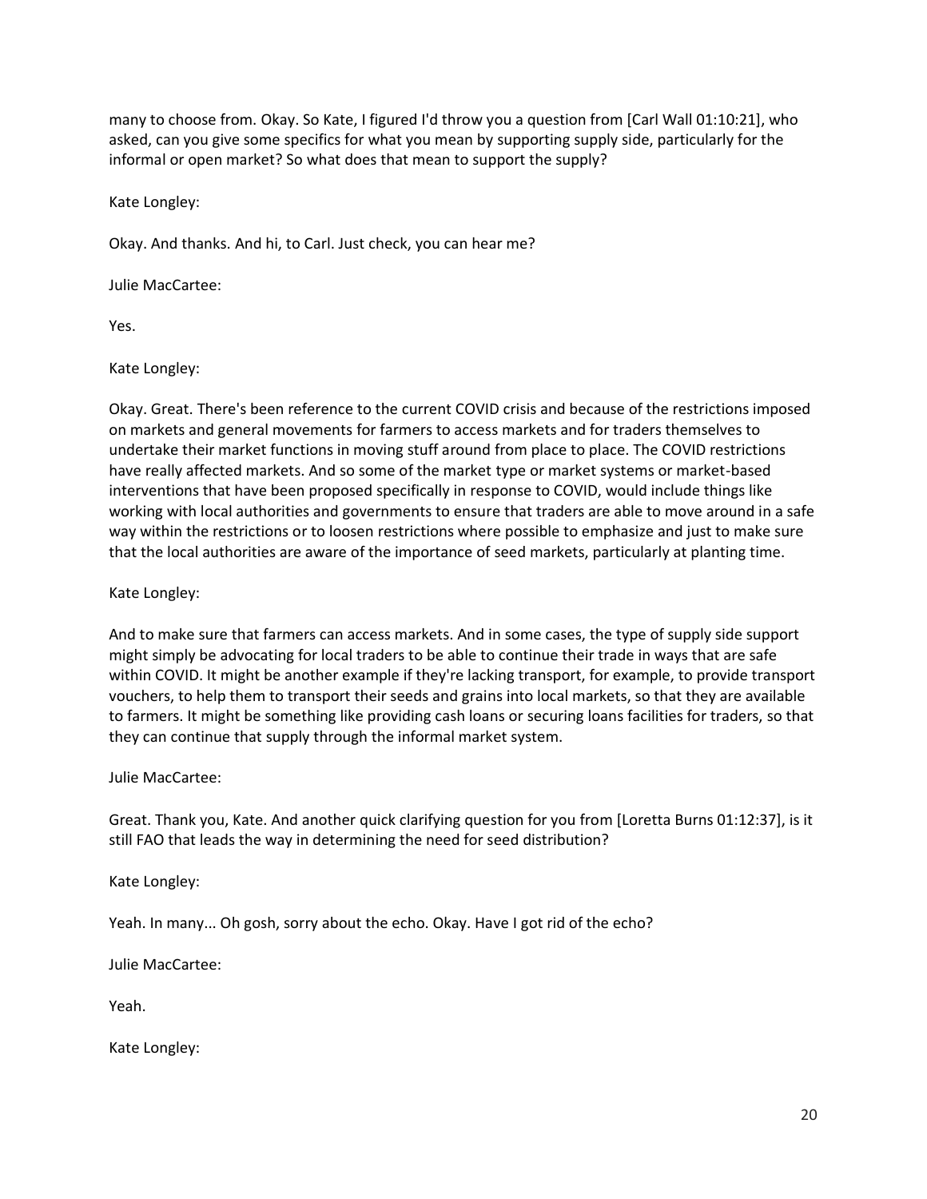many to choose from. Okay. So Kate, I figured I'd throw you a question from [Carl Wall 01:10:21], who asked, can you give some specifics for what you mean by supporting supply side, particularly for the informal or open market? So what does that mean to support the supply?

Kate Longley:

Okay. And thanks. And hi, to Carl. Just check, you can hear me?

Julie MacCartee:

Yes.

Kate Longley:

Okay. Great. There's been reference to the current COVID crisis and because of the restrictions imposed on markets and general movements for farmers to access markets and for traders themselves to undertake their market functions in moving stuff around from place to place. The COVID restrictions have really affected markets. And so some of the market type or market systems or market-based interventions that have been proposed specifically in response to COVID, would include things like working with local authorities and governments to ensure that traders are able to move around in a safe way within the restrictions or to loosen restrictions where possible to emphasize and just to make sure that the local authorities are aware of the importance of seed markets, particularly at planting time.

Kate Longley:

And to make sure that farmers can access markets. And in some cases, the type of supply side support might simply be advocating for local traders to be able to continue their trade in ways that are safe within COVID. It might be another example if they're lacking transport, for example, to provide transport vouchers, to help them to transport their seeds and grains into local markets, so that they are available to farmers. It might be something like providing cash loans or securing loans facilities for traders, so that they can continue that supply through the informal market system.

Julie MacCartee:

Great. Thank you, Kate. And another quick clarifying question for you from [Loretta Burns 01:12:37], is it still FAO that leads the way in determining the need for seed distribution?

Kate Longley:

Yeah. In many... Oh gosh, sorry about the echo. Okay. Have I got rid of the echo?

Julie MacCartee:

Yeah.

Kate Longley: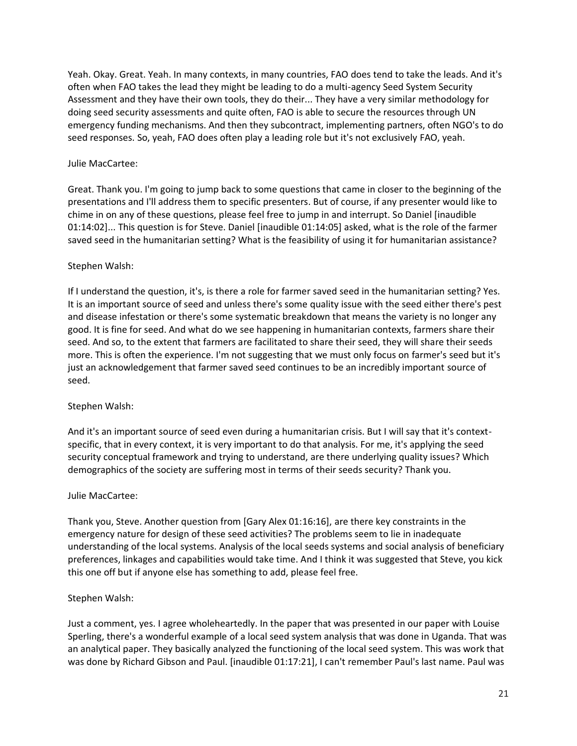Yeah. Okay. Great. Yeah. In many contexts, in many countries, FAO does tend to take the leads. And it's often when FAO takes the lead they might be leading to do a multi-agency Seed System Security Assessment and they have their own tools, they do their... They have a very similar methodology for doing seed security assessments and quite often, FAO is able to secure the resources through UN emergency funding mechanisms. And then they subcontract, implementing partners, often NGO's to do seed responses. So, yeah, FAO does often play a leading role but it's not exclusively FAO, yeah.

Julie MacCartee:

Great. Thank you. I'm going to jump back to some questions that came in closer to the beginning of the presentations and I'll address them to specific presenters. But of course, if any presenter would like to chime in on any of these questions, please feel free to jump in and interrupt. So Daniel [inaudible 01:14:02]... This question is for Steve. Daniel [inaudible 01:14:05] asked, what is the role of the farmer saved seed in the humanitarian setting? What is the feasibility of using it for humanitarian assistance?

Stephen Walsh:

If I understand the question, it's, is there a role for farmer saved seed in the humanitarian setting? Yes. It is an important source of seed and unless there's some quality issue with the seed either there's pest and disease infestation or there's some systematic breakdown that means the variety is no longer any good. It is fine for seed. And what do we see happening in humanitarian contexts, farmers share their seed. And so, to the extent that farmers are facilitated to share their seed, they will share their seeds more. This is often the experience. I'm not suggesting that we must only focus on farmer's seed but it's just an acknowledgement that farmer saved seed continues to be an incredibly important source of seed.

Stephen Walsh:

And it's an important source of seed even during a humanitarian crisis. But I will say that it's context-specific, that in every context, it is very important to do that analysis. For me, it's applying the seed security conceptual framework and trying to understand, are there underlying quality issues? Which demographics of the society are suffering most in terms of their seeds security? Thank you.

Julie MacCartee:

Thank you, Steve. Another question from [Gary Alex 01:16:16], are there key constraints in the emergency nature for design of these seed activities? The problems seem to lie in inadequate understanding of the local systems. Analysis of the local seeds systems and social analysis of beneficiary preferences, linkages and capabilities would take time. And I think it was suggested that Steve, you kick this one off but if anyone else has something to add, please feel free.

Stephen Walsh:

Just a comment, yes. I agree wholeheartedly. In the paper that was presented in our paper with Louise Sperling, there's a wonderful example of a local seed system analysis that was done in Uganda. That was an analytical paper. They basically analyzed the functioning of the local seed system. This was work that was done by Richard Gibson and Paul. [inaudible 01:17:21], I can't remember Paul's last name. Paul was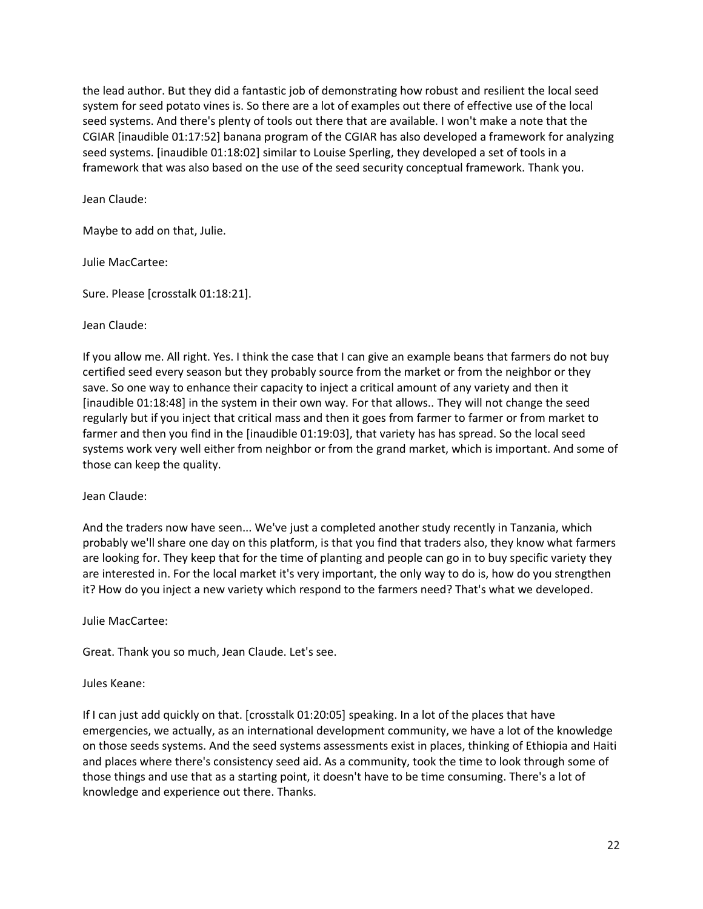the lead author. But they did a fantastic job of demonstrating how robust and resilient the local seed system for seed potato vines is. So there are a lot of examples out there of effective use of the local seed systems. And there's plenty of tools out there that are available. I won't make a note that the CGIAR [inaudible 01:17:52] banana program of the CGIAR has also developed a framework for analyzing seed systems. [inaudible 01:18:02] similar to Louise Sperling, they developed a set of tools in a framework that was also based on the use of the seed security conceptual framework. Thank you.

Jean Claude:

Maybe to add on that, Julie.

Julie MacCartee:

Sure. Please [crosstalk 01:18:21].

Jean Claude:

If you allow me. All right. Yes. I think the case that I can give an example beans that farmers do not buy certified seed every season but they probably source from the market or from the neighbor or they save. So one way to enhance their capacity to inject a critical amount of any variety and then it [inaudible 01:18:48] in the system in their own way. For that allows.. They will not change the seed regularly but if you inject that critical mass and then it goes from farmer to farmer or from market to farmer and then you find in the [inaudible 01:19:03], that variety has has spread. So the local seed systems work very well either from neighbor or from the grand market, which is important. And some of those can keep the quality.

Jean Claude:

And the traders now have seen... We've just a completed another study recently in Tanzania, which probably we'll share one day on this platform, is that you find that traders also, they know what farmers are looking for. They keep that for the time of planting and people can go in to buy specific variety they are interested in. For the local market it's very important, the only way to do is, how do you strengthen it? How do you inject a new variety which respond to the farmers need? That's what we developed.

Julie MacCartee:

Great. Thank you so much, Jean Claude. Let's see.

Jules Keane:

If I can just add quickly on that. [crosstalk 01:20:05] speaking. In a lot of the places that have emergencies, we actually, as an international development community, we have a lot of the knowledge on those seeds systems. And the seed systems assessments exist in places, thinking of Ethiopia and Haiti and places where there's consistency seed aid. As a community, took the time to look through some of those things and use that as a starting point, it doesn't have to be time consuming. There's a lot of knowledge and experience out there. Thanks.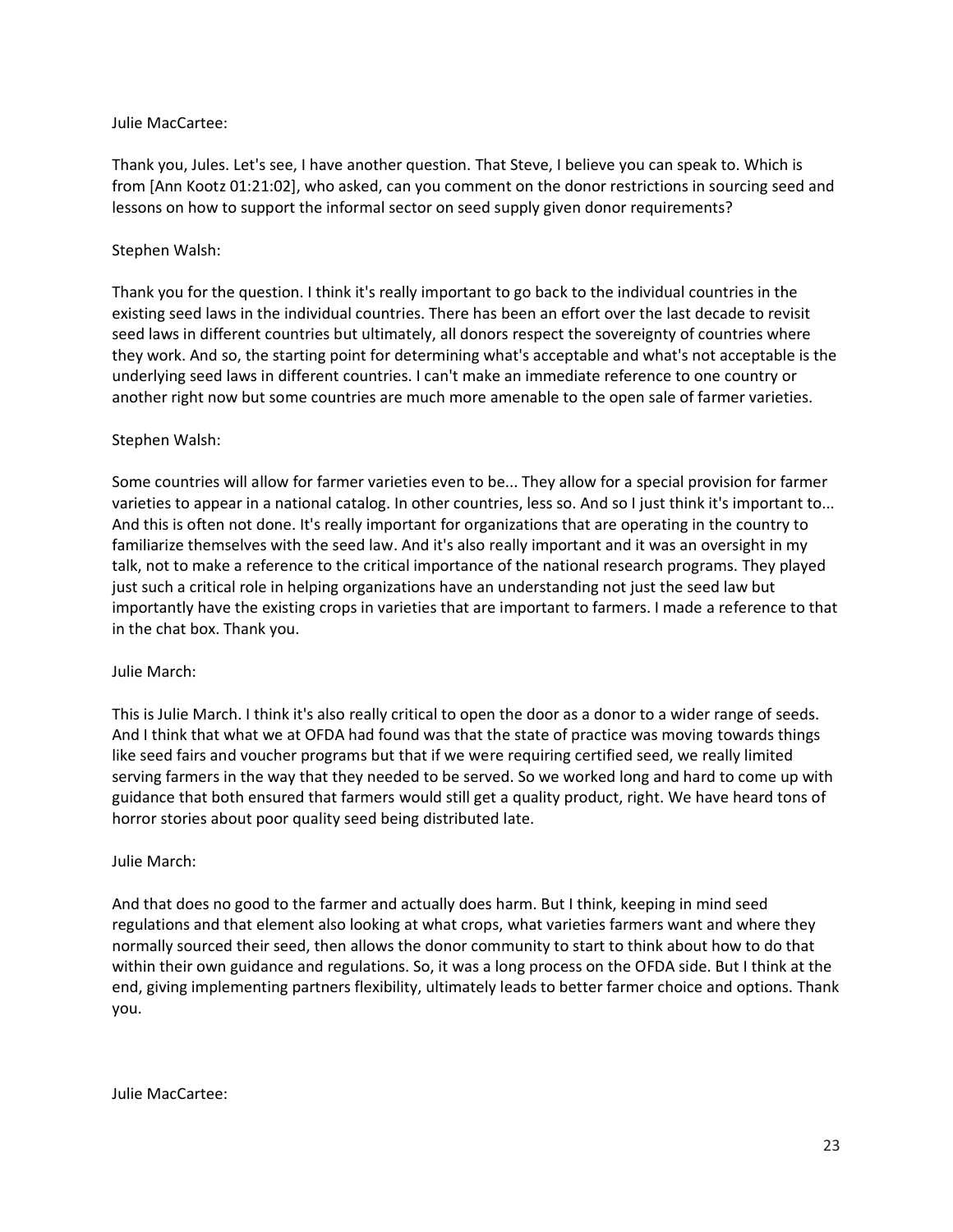Julie MacCartee:

Thank you, Jules. Let's see, I have another question. That Steve, I believe you can speak to. Which is from [Ann Kootz 01:21:02], who asked, can you comment on the donor restrictions in sourcing seed and lessons on how to support the informal sector on seed supply given donor requirements?

Stephen Walsh:

Thank you for the question. I think it's really important to go back to the individual countries in the existing seed laws in the individual countries. There has been an effort over the last decade to revisit seed laws in different countries but ultimately, all donors respect the sovereignty of countries where they work. And so, the starting point for determining what's acceptable and what's not acceptable is the underlying seed laws in different countries. I can't make an immediate reference to one country or another right now but some countries are much more amenable to the open sale of farmer varieties.

Stephen Walsh:

Some countries will allow for farmer varieties even to be... They allow for a special provision for farmer varieties to appear in a national catalog. In other countries, less so. And so I just think it's important to... And this is often not done. It's really important for organizations that are operating in the country to familiarize themselves with the seed law. And it's also really important and it was an oversight in my talk, not to make a reference to the critical importance of the national research programs. They played just such a critical role in helping organizations have an understanding not just the seed law but importantly have the existing crops in varieties that are important to farmers. I made a reference to that in the chat box. Thank you.

Julie March:

This is Julie March. I think it's also really critical to open the door as a donor to a wider range of seeds. And I think that what we at OFDA had found was that the state of practice was moving towards things like seed fairs and voucher programs but that if we were requiring certified seed, we really limited serving farmers in the way that they needed to be served. So we worked long and hard to come up with guidance that both ensured that farmers would still get a quality product, right. We have heard tons of horror stories about poor quality seed being distributed late.

Julie March:

And that does no good to the farmer and actually does harm. But I think, keeping in mind seed regulations and that element also looking at what crops, what varieties farmers want and where they normally sourced their seed, then allows the donor community to start to think about how to do that within their own guidance and regulations. So, it was a long process on the OFDA side. But I think at the end, giving implementing partners flexibility, ultimately leads to better farmer choice and options. Thank you.

Julie MacCartee: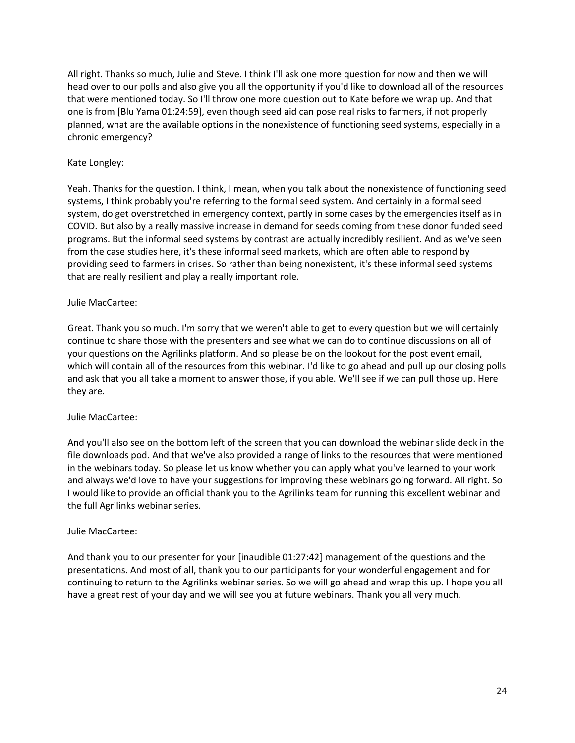All right. Thanks so much, Julie and Steve. I think I'll ask one more question for now and then we will head over to our polls and also give you all the opportunity if you'd like to download all of the resources that were mentioned today. So I'll throw one more question out to Kate before we wrap up. And that one is from [Blu Yama 01:24:59], even though seed aid can pose real risks to farmers, if not properly planned, what are the available options in the nonexistence of functioning seed systems, especially in a chronic emergency?

Kate Longley:

Yeah. Thanks for the question. I think, I mean, when you talk about the nonexistence of functioning seed systems, I think probably you're referring to the formal seed system. And certainly in a formal seed system, do get overstretched in emergency context, partly in some cases by the emergencies itself as in COVID. But also by a really massive increase in demand for seeds coming from these donor funded seed programs. But the informal seed systems by contrast are actually incredibly resilient. And as we've seen from the case studies here, it's these informal seed markets, which are often able to respond by providing seed to farmers in crises. So rather than being nonexistent, it's these informal seed systems that are really resilient and play a really important role.

Julie MacCartee:

Great. Thank you so much. I'm sorry that we weren't able to get to every question but we will certainly continue to share those with the presenters and see what we can do to continue discussions on all of your questions on the Agrilinks platform. And so please be on the lookout for the post event email, which will contain all of the resources from this webinar. I'd like to go ahead and pull up our closing polls and ask that you all take a moment to answer those, if you able. We'll see if we can pull those up. Here they are.

Julie MacCartee:

And you'll also see on the bottom left of the screen that you can download the webinar slide deck in the file downloads pod. And that we've also provided a range of links to the resources that were mentioned in the webinars today. So please let us know whether you can apply what you've learned to your work and always we'd love to have your suggestions for improving these webinars going forward. All right. So I would like to provide an official thank you to the Agrilinks team for running this excellent webinar and the full Agrilinks webinar series.

Julie MacCartee:

And thank you to our presenter for your [inaudible 01:27:42] management of the questions and the presentations. And most of all, thank you to our participants for your wonderful engagement and for continuing to return to the Agrilinks webinar series. So we will go ahead and wrap this up. I hope you all have a great rest of your day and we will see you at future webinars. Thank you all very much.